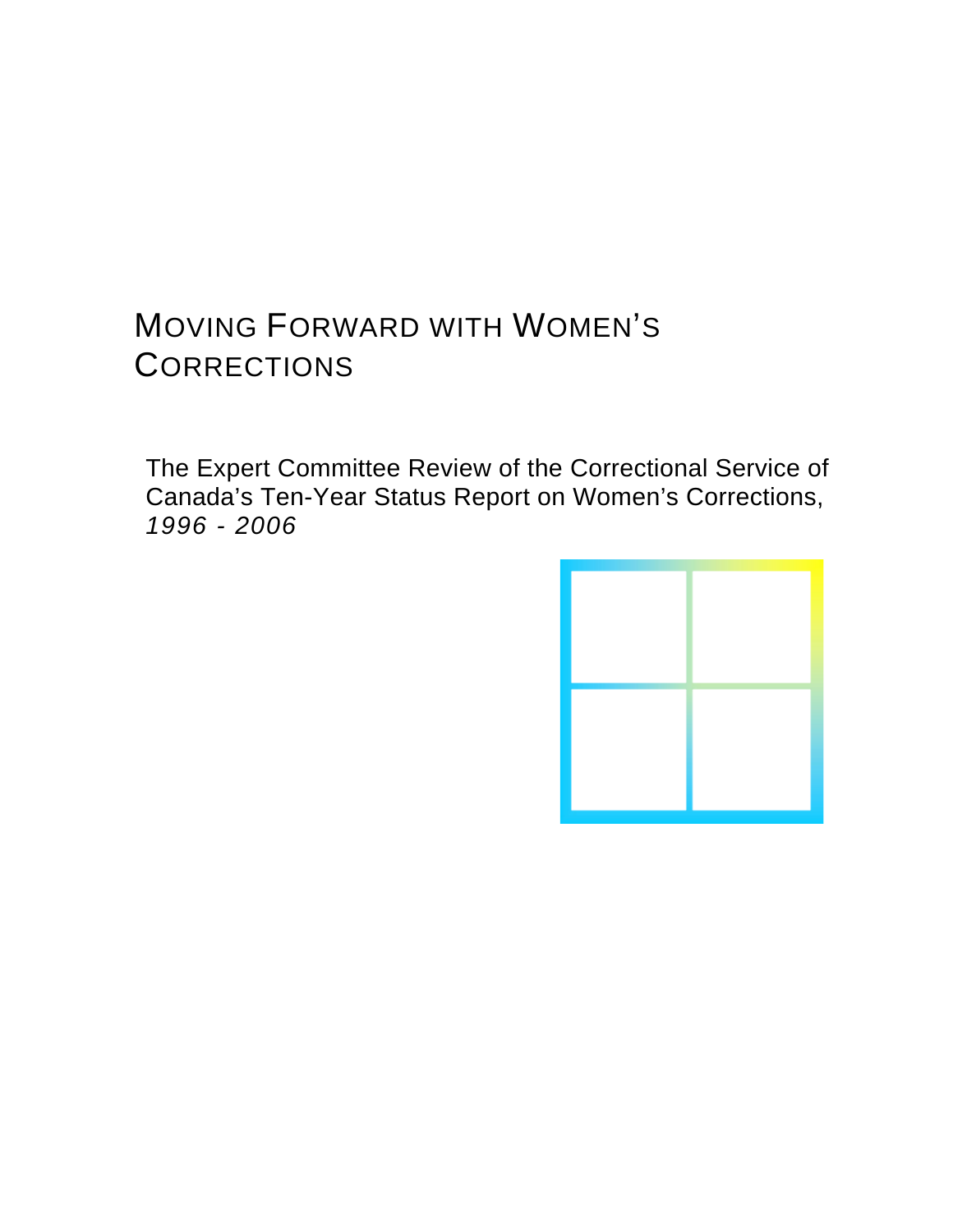# MOVING FORWARD WITH WOMEN'S CORRECTIONS

The Expert Committee Review of the Correctional Service of Canada's Ten-Year Status Report on Women's Corrections, *1996 - 2006*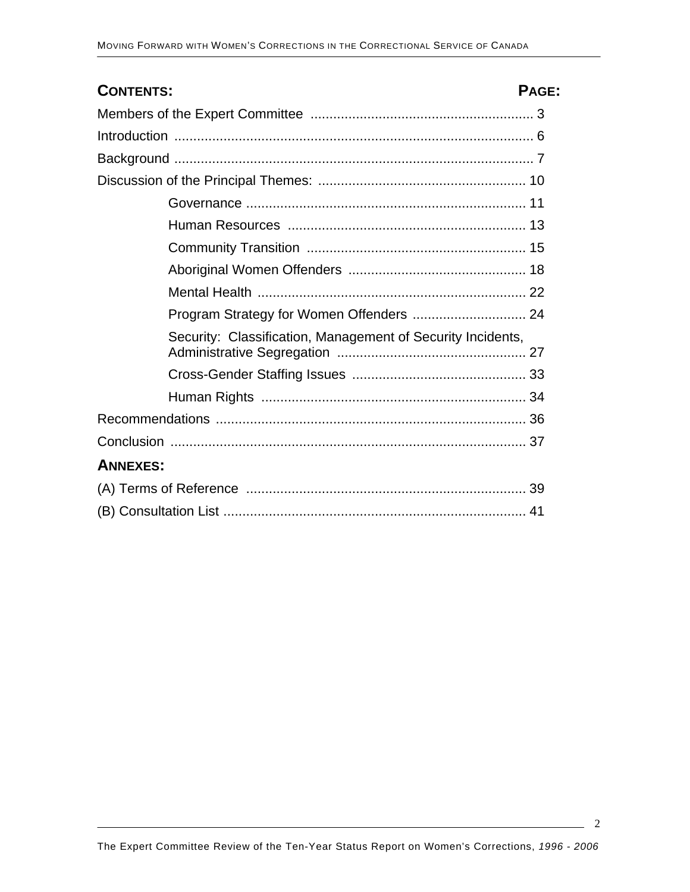**CONTENTS:** **PAGE:**

Members of the Expert Committee .......................................................... 3

Introduction ............................................................................................ 6

Background ............................................................................................ 7

Discussion of the Principal Themes: ..................................................... 10

- Governance ......................................................................... 11
- Human Resources .............................................................. 13
- Community Transition ......................................................... 15
- Aboriginal Women Offenders .............................................. 18
- Mental Health ...................................................................... 22
- Program Strategy for Women Offenders ............................. 24
- Security: Classification, Management of Security Incidents, Administrative Segregation ................................................. 27
- Cross-Gender Staffing Issues ............................................. 33
- Human Rights ..................................................................... 34

Recommendations ................................................................................. 36

Conclusion ............................................................................................ 37

**ANNEXES:**

(A) Terms of Reference ......................................................................... 39

(B) Consultation List ............................................................................... 41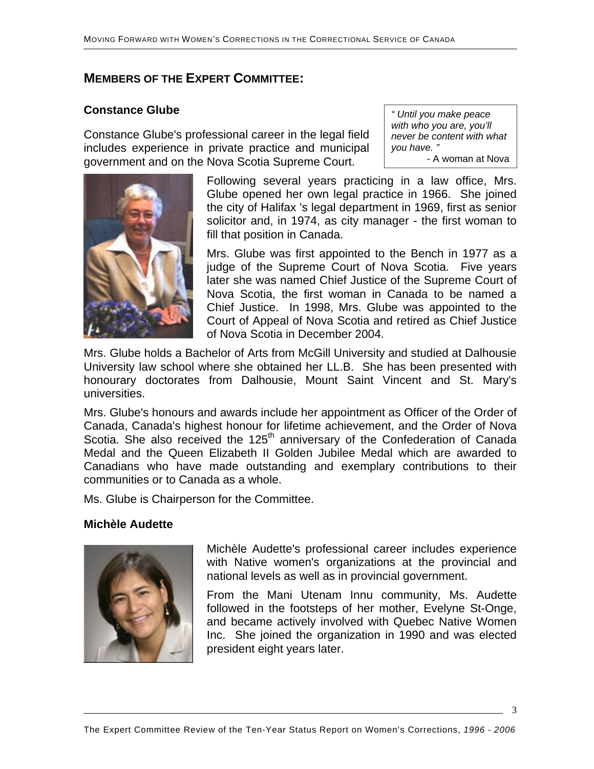## MEMBERS OF THE EXPERT COMMITTEE:

### Constance Glube

> *" Until you make peace with who you are, you'll never be content with what you have. "*
> - A woman at Nova

Constance Glube's professional career in the legal field includes experience in private practice and municipal government and on the Nova Scotia Supreme Court.

Following several years practicing in a law office, Mrs. Glube opened her own legal practice in 1966. She joined the city of Halifax 's legal department in 1969, first as senior solicitor and, in 1974, as city manager - the first woman to fill that position in Canada.

Mrs. Glube was first appointed to the Bench in 1977 as a judge of the Supreme Court of Nova Scotia. Five years later she was named Chief Justice of the Supreme Court of Nova Scotia, the first woman in Canada to be named a Chief Justice. In 1998, Mrs. Glube was appointed to the Court of Appeal of Nova Scotia and retired as Chief Justice of Nova Scotia in December 2004.

Mrs. Glube holds a Bachelor of Arts from McGill University and studied at Dalhousie University law school where she obtained her LL.B. She has been presented with honourary doctorates from Dalhousie, Mount Saint Vincent and St. Mary's universities.

Mrs. Glube's honours and awards include her appointment as Officer of the Order of Canada, Canada's highest honour for lifetime achievement, and the Order of Nova Scotia. She also received the 125th anniversary of the Confederation of Canada Medal and the Queen Elizabeth II Golden Jubilee Medal which are awarded to Canadians who have made outstanding and exemplary contributions to their communities or to Canada as a whole.

Ms. Glube is Chairperson for the Committee.

### Michèle Audette

Michèle Audette's professional career includes experience with Native women's organizations at the provincial and national levels as well as in provincial government.

From the Mani Utenam Innu community, Ms. Audette followed in the footsteps of her mother, Evelyne St-Onge, and became actively involved with Quebec Native Women Inc. She joined the organization in 1990 and was elected president eight years later.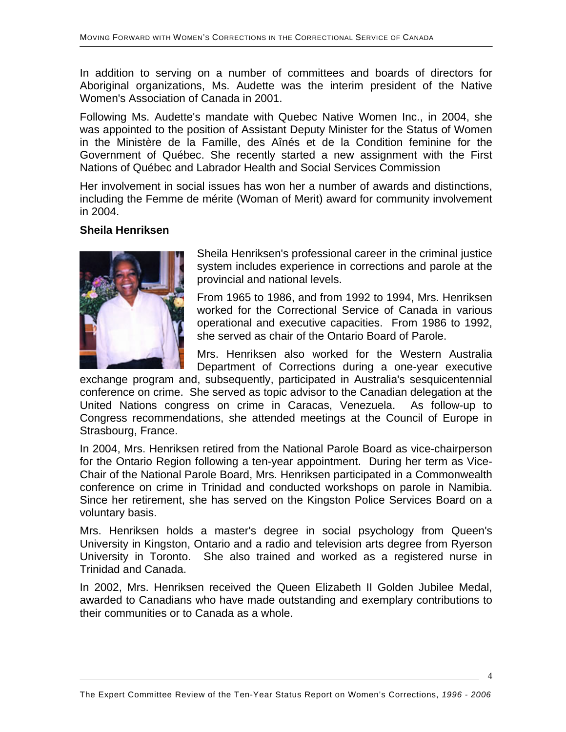In addition to serving on a number of committees and boards of directors for Aboriginal organizations, Ms. Audette was the interim president of the Native Women's Association of Canada in 2001.

Following Ms. Audette's mandate with Quebec Native Women Inc., in 2004, she was appointed to the position of Assistant Deputy Minister for the Status of Women in the Ministère de la Famille, des Aînés et de la Condition feminine for the Government of Québec. She recently started a new assignment with the First Nations of Québec and Labrador Health and Social Services Commission

Her involvement in social issues has won her a number of awards and distinctions, including the Femme de mérite (Woman of Merit) award for community involvement in 2004.

**Sheila Henriksen**

Sheila Henriksen's professional career in the criminal justice system includes experience in corrections and parole at the provincial and national levels.

From 1965 to 1986, and from 1992 to 1994, Mrs. Henriksen worked for the Correctional Service of Canada in various operational and executive capacities. From 1986 to 1992, she served as chair of the Ontario Board of Parole.

Mrs. Henriksen also worked for the Western Australia Department of Corrections during a one-year executive exchange program and, subsequently, participated in Australia's sesquicentennial conference on crime. She served as topic advisor to the Canadian delegation at the United Nations congress on crime in Caracas, Venezuela. As follow-up to Congress recommendations, she attended meetings at the Council of Europe in Strasbourg, France.

In 2004, Mrs. Henriksen retired from the National Parole Board as vice-chairperson for the Ontario Region following a ten-year appointment. During her term as Vice-Chair of the National Parole Board, Mrs. Henriksen participated in a Commonwealth conference on crime in Trinidad and conducted workshops on parole in Namibia. Since her retirement, she has served on the Kingston Police Services Board on a voluntary basis.

Mrs. Henriksen holds a master's degree in social psychology from Queen's University in Kingston, Ontario and a radio and television arts degree from Ryerson University in Toronto. She also trained and worked as a registered nurse in Trinidad and Canada.

In 2002, Mrs. Henriksen received the Queen Elizabeth II Golden Jubilee Medal, awarded to Canadians who have made outstanding and exemplary contributions to their communities or to Canada as a whole.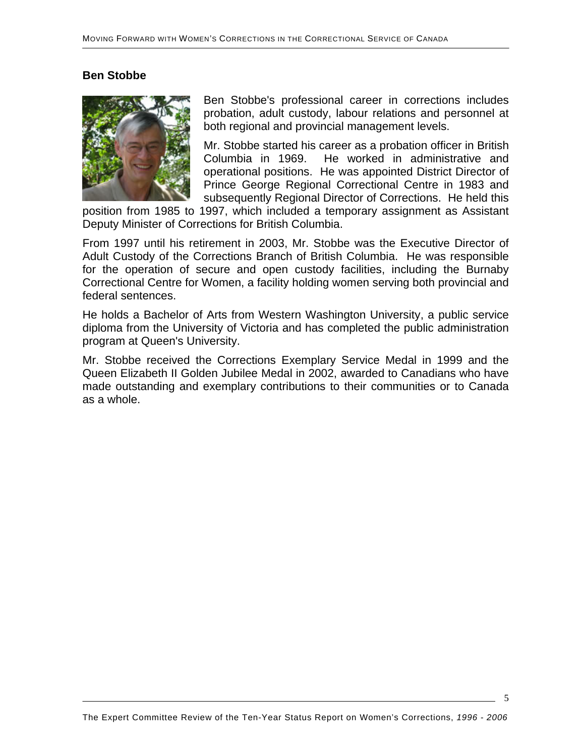## Ben Stobbe

Ben Stobbe's professional career in corrections includes probation, adult custody, labour relations and personnel at both regional and provincial management levels.

Mr. Stobbe started his career as a probation officer in British Columbia in 1969. He worked in administrative and operational positions. He was appointed District Director of Prince George Regional Correctional Centre in 1983 and subsequently Regional Director of Corrections. He held this position from 1985 to 1997, which included a temporary assignment as Assistant Deputy Minister of Corrections for British Columbia.

From 1997 until his retirement in 2003, Mr. Stobbe was the Executive Director of Adult Custody of the Corrections Branch of British Columbia. He was responsible for the operation of secure and open custody facilities, including the Burnaby Correctional Centre for Women, a facility holding women serving both provincial and federal sentences.

He holds a Bachelor of Arts from Western Washington University, a public service diploma from the University of Victoria and has completed the public administration program at Queen's University.

Mr. Stobbe received the Corrections Exemplary Service Medal in 1999 and the Queen Elizabeth II Golden Jubilee Medal in 2002, awarded to Canadians who have made outstanding and exemplary contributions to their communities or to Canada as a whole.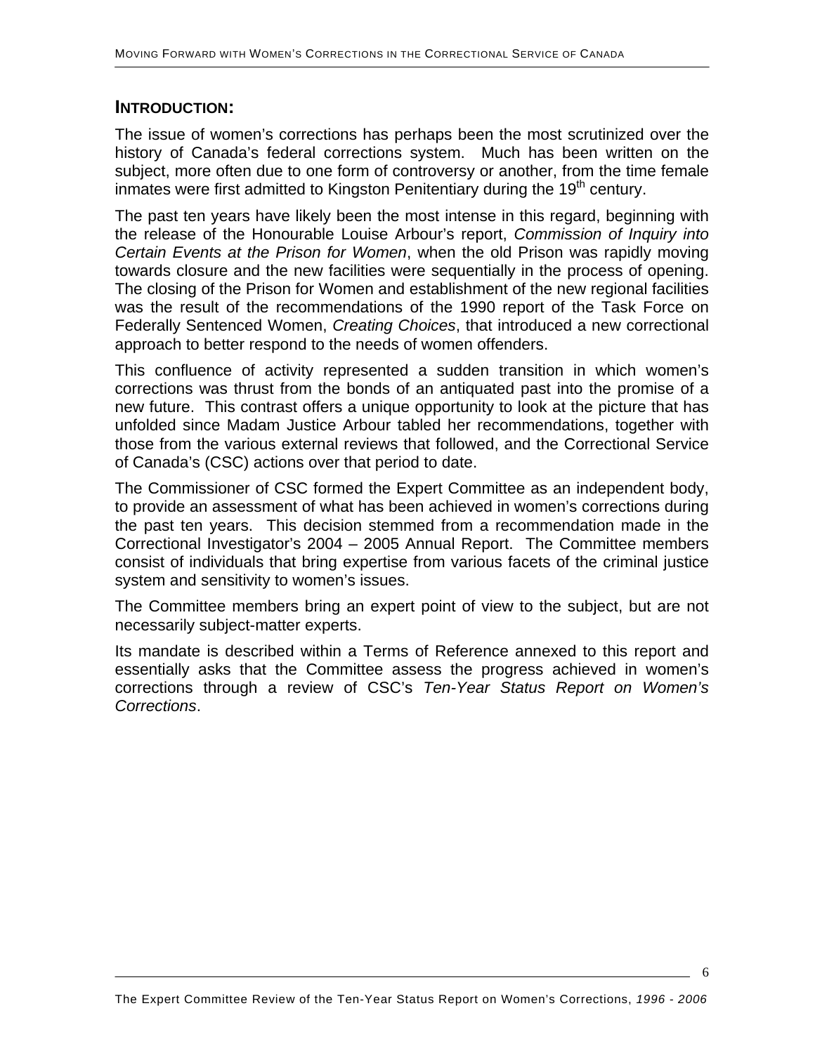## INTRODUCTION:

The issue of women's corrections has perhaps been the most scrutinized over the history of Canada's federal corrections system. Much has been written on the subject, more often due to one form of controversy or another, from the time female inmates were first admitted to Kingston Penitentiary during the 19th century.

The past ten years have likely been the most intense in this regard, beginning with the release of the Honourable Louise Arbour's report, *Commission of Inquiry into Certain Events at the Prison for Women*, when the old Prison was rapidly moving towards closure and the new facilities were sequentially in the process of opening. The closing of the Prison for Women and establishment of the new regional facilities was the result of the recommendations of the 1990 report of the Task Force on Federally Sentenced Women, *Creating Choices*, that introduced a new correctional approach to better respond to the needs of women offenders.

This confluence of activity represented a sudden transition in which women's corrections was thrust from the bonds of an antiquated past into the promise of a new future. This contrast offers a unique opportunity to look at the picture that has unfolded since Madam Justice Arbour tabled her recommendations, together with those from the various external reviews that followed, and the Correctional Service of Canada's (CSC) actions over that period to date.

The Commissioner of CSC formed the Expert Committee as an independent body, to provide an assessment of what has been achieved in women's corrections during the past ten years. This decision stemmed from a recommendation made in the Correctional Investigator's 2004 – 2005 Annual Report. The Committee members consist of individuals that bring expertise from various facets of the criminal justice system and sensitivity to women's issues.

The Committee members bring an expert point of view to the subject, but are not necessarily subject-matter experts.

Its mandate is described within a Terms of Reference annexed to this report and essentially asks that the Committee assess the progress achieved in women's corrections through a review of CSC's *Ten-Year Status Report on Women's Corrections*.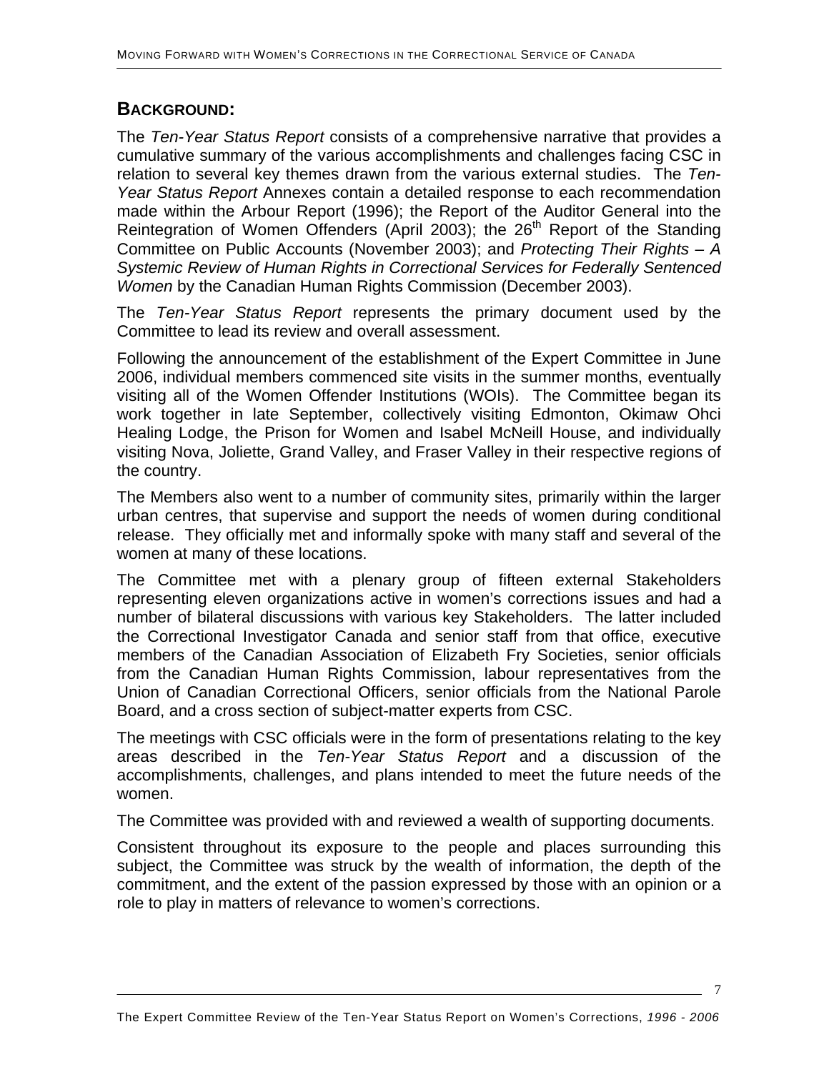## BACKGROUND:

The *Ten-Year Status Report* consists of a comprehensive narrative that provides a cumulative summary of the various accomplishments and challenges facing CSC in relation to several key themes drawn from the various external studies. The *Ten-Year Status Report* Annexes contain a detailed response to each recommendation made within the Arbour Report (1996); the Report of the Auditor General into the Reintegration of Women Offenders (April 2003); the 26th Report of the Standing Committee on Public Accounts (November 2003); and *Protecting Their Rights – A Systemic Review of Human Rights in Correctional Services for Federally Sentenced Women* by the Canadian Human Rights Commission (December 2003).

The *Ten-Year Status Report* represents the primary document used by the Committee to lead its review and overall assessment.

Following the announcement of the establishment of the Expert Committee in June 2006, individual members commenced site visits in the summer months, eventually visiting all of the Women Offender Institutions (WOIs). The Committee began its work together in late September, collectively visiting Edmonton, Okimaw Ohci Healing Lodge, the Prison for Women and Isabel McNeill House, and individually visiting Nova, Joliette, Grand Valley, and Fraser Valley in their respective regions of the country.

The Members also went to a number of community sites, primarily within the larger urban centres, that supervise and support the needs of women during conditional release. They officially met and informally spoke with many staff and several of the women at many of these locations.

The Committee met with a plenary group of fifteen external Stakeholders representing eleven organizations active in women's corrections issues and had a number of bilateral discussions with various key Stakeholders. The latter included the Correctional Investigator Canada and senior staff from that office, executive members of the Canadian Association of Elizabeth Fry Societies, senior officials from the Canadian Human Rights Commission, labour representatives from the Union of Canadian Correctional Officers, senior officials from the National Parole Board, and a cross section of subject-matter experts from CSC.

The meetings with CSC officials were in the form of presentations relating to the key areas described in the *Ten-Year Status Report* and a discussion of the accomplishments, challenges, and plans intended to meet the future needs of the women.

The Committee was provided with and reviewed a wealth of supporting documents.

Consistent throughout its exposure to the people and places surrounding this subject, the Committee was struck by the wealth of information, the depth of the commitment, and the extent of the passion expressed by those with an opinion or a role to play in matters of relevance to women's corrections.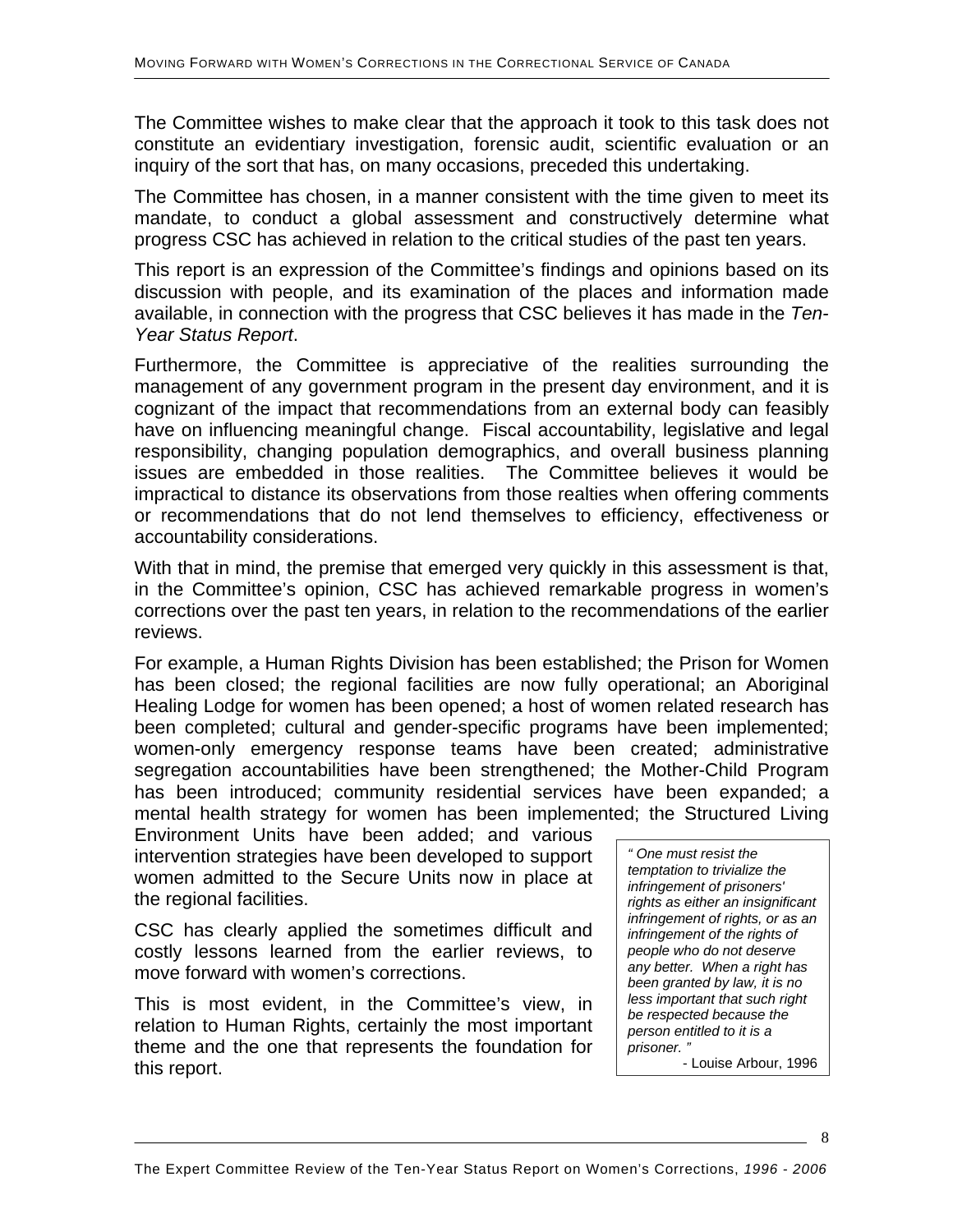The Committee wishes to make clear that the approach it took to this task does not constitute an evidentiary investigation, forensic audit, scientific evaluation or an inquiry of the sort that has, on many occasions, preceded this undertaking.

The Committee has chosen, in a manner consistent with the time given to meet its mandate, to conduct a global assessment and constructively determine what progress CSC has achieved in relation to the critical studies of the past ten years.

This report is an expression of the Committee's findings and opinions based on its discussion with people, and its examination of the places and information made available, in connection with the progress that CSC believes it has made in the *Ten-Year Status Report*.

Furthermore, the Committee is appreciative of the realities surrounding the management of any government program in the present day environment, and it is cognizant of the impact that recommendations from an external body can feasibly have on influencing meaningful change. Fiscal accountability, legislative and legal responsibility, changing population demographics, and overall business planning issues are embedded in those realities. The Committee believes it would be impractical to distance its observations from those realties when offering comments or recommendations that do not lend themselves to efficiency, effectiveness or accountability considerations.

With that in mind, the premise that emerged very quickly in this assessment is that, in the Committee's opinion, CSC has achieved remarkable progress in women's corrections over the past ten years, in relation to the recommendations of the earlier reviews.

For example, a Human Rights Division has been established; the Prison for Women has been closed; the regional facilities are now fully operational; an Aboriginal Healing Lodge for women has been opened; a host of women related research has been completed; cultural and gender-specific programs have been implemented; women-only emergency response teams have been created; administrative segregation accountabilities have been strengthened; the Mother-Child Program has been introduced; community residential services have been expanded; a mental health strategy for women has been implemented; the Structured Living Environment Units have been added; and various intervention strategies have been developed to support women admitted to the Secure Units now in place at the regional facilities.

CSC has clearly applied the sometimes difficult and costly lessons learned from the earlier reviews, to move forward with women's corrections.

This is most evident, in the Committee's view, in relation to Human Rights, certainly the most important theme and the one that represents the foundation for this report.

> *" One must resist the temptation to trivialize the infringement of prisoners' rights as either an insignificant infringement of rights, or as an infringement of the rights of people who do not deserve any better. When a right has been granted by law, it is no less important that such right be respected because the person entitled to it is a prisoner. "*
>
> \- Louise Arbour, 1996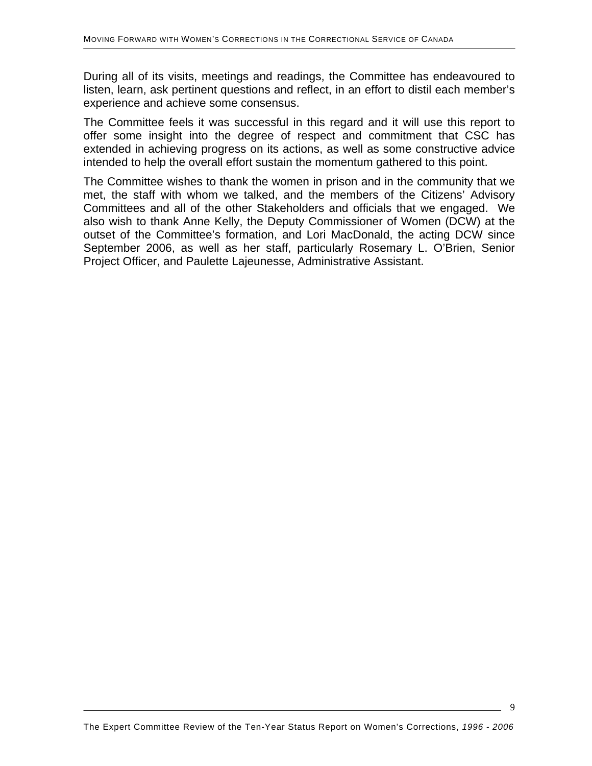During all of its visits, meetings and readings, the Committee has endeavoured to listen, learn, ask pertinent questions and reflect, in an effort to distil each member's experience and achieve some consensus.

The Committee feels it was successful in this regard and it will use this report to offer some insight into the degree of respect and commitment that CSC has extended in achieving progress on its actions, as well as some constructive advice intended to help the overall effort sustain the momentum gathered to this point.

The Committee wishes to thank the women in prison and in the community that we met, the staff with whom we talked, and the members of the Citizens' Advisory Committees and all of the other Stakeholders and officials that we engaged. We also wish to thank Anne Kelly, the Deputy Commissioner of Women (DCW) at the outset of the Committee's formation, and Lori MacDonald, the acting DCW since September 2006, as well as her staff, particularly Rosemary L. O'Brien, Senior Project Officer, and Paulette Lajeunesse, Administrative Assistant.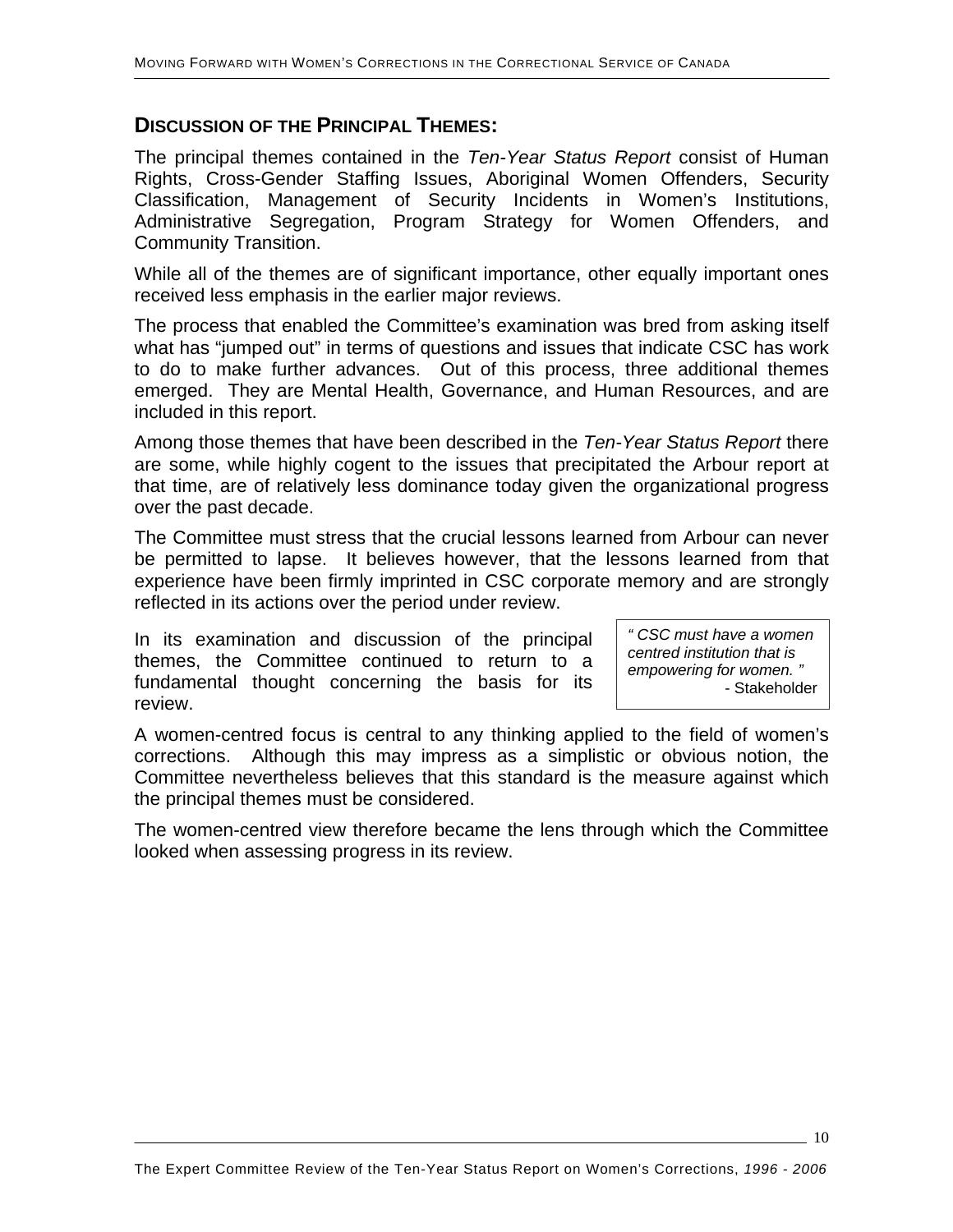## DISCUSSION OF THE PRINCIPAL THEMES:

The principal themes contained in the *Ten-Year Status Report* consist of Human Rights, Cross-Gender Staffing Issues, Aboriginal Women Offenders, Security Classification, Management of Security Incidents in Women's Institutions, Administrative Segregation, Program Strategy for Women Offenders, and Community Transition.

While all of the themes are of significant importance, other equally important ones received less emphasis in the earlier major reviews.

The process that enabled the Committee's examination was bred from asking itself what has "jumped out" in terms of questions and issues that indicate CSC has work to do to make further advances. Out of this process, three additional themes emerged. They are Mental Health, Governance, and Human Resources, and are included in this report.

Among those themes that have been described in the *Ten-Year Status Report* there are some, while highly cogent to the issues that precipitated the Arbour report at that time, are of relatively less dominance today given the organizational progress over the past decade.

The Committee must stress that the crucial lessons learned from Arbour can never be permitted to lapse. It believes however, that the lessons learned from that experience have been firmly imprinted in CSC corporate memory and are strongly reflected in its actions over the period under review.

In its examination and discussion of the principal themes, the Committee continued to return to a fundamental thought concerning the basis for its review.

> *" CSC must have a women centred institution that is empowering for women. "*
> - Stakeholder

A women-centred focus is central to any thinking applied to the field of women's corrections. Although this may impress as a simplistic or obvious notion, the Committee nevertheless believes that this standard is the measure against which the principal themes must be considered.

The women-centred view therefore became the lens through which the Committee looked when assessing progress in its review.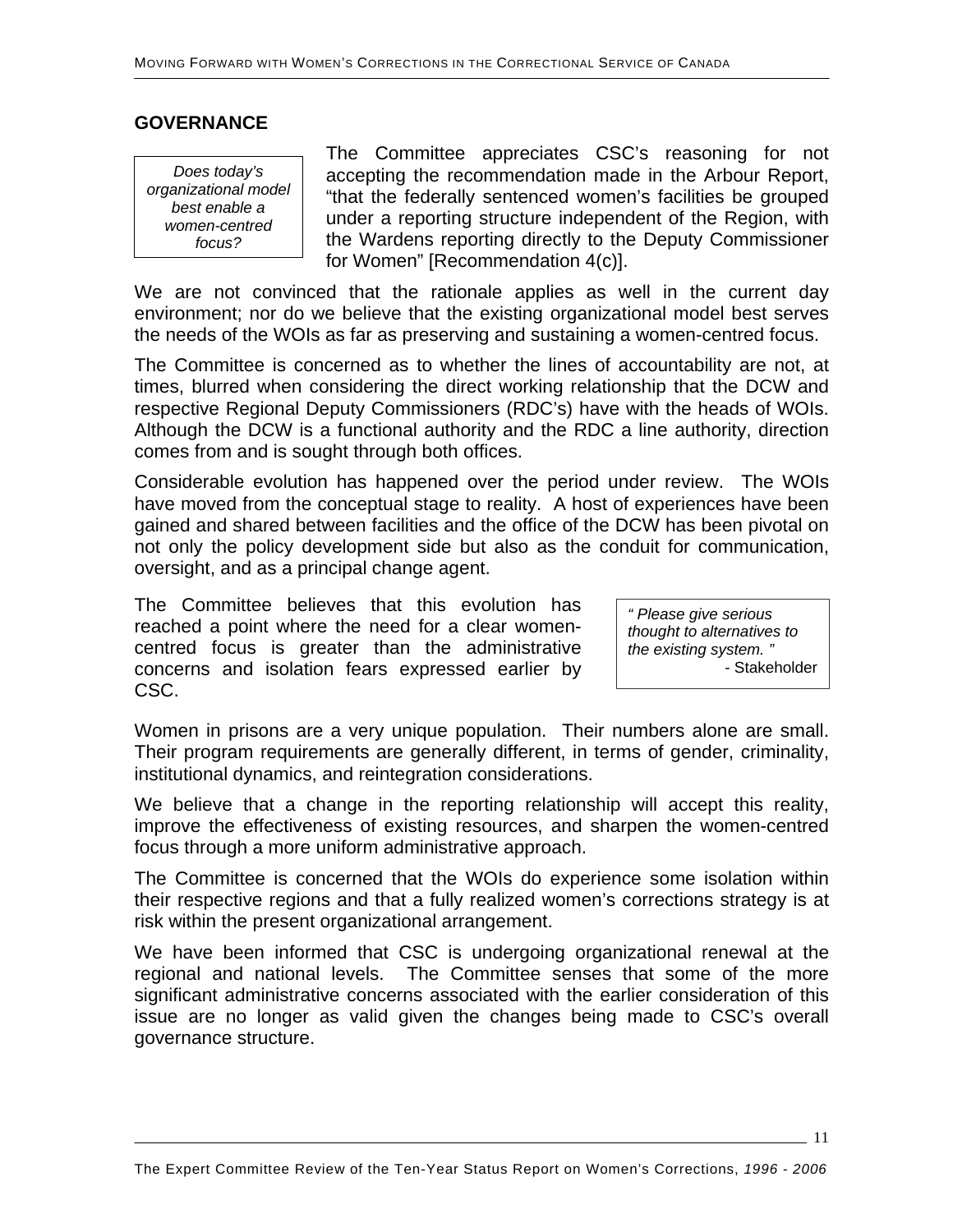## GOVERNANCE

*Does today's organizational model best enable a women-centred focus?*

The Committee appreciates CSC's reasoning for not accepting the recommendation made in the Arbour Report, "that the federally sentenced women's facilities be grouped under a reporting structure independent of the Region, with the Wardens reporting directly to the Deputy Commissioner for Women" [Recommendation 4(c)].

We are not convinced that the rationale applies as well in the current day environment; nor do we believe that the existing organizational model best serves the needs of the WOIs as far as preserving and sustaining a women-centred focus.

The Committee is concerned as to whether the lines of accountability are not, at times, blurred when considering the direct working relationship that the DCW and respective Regional Deputy Commissioners (RDC's) have with the heads of WOIs. Although the DCW is a functional authority and the RDC a line authority, direction comes from and is sought through both offices.

Considerable evolution has happened over the period under review. The WOIs have moved from the conceptual stage to reality. A host of experiences have been gained and shared between facilities and the office of the DCW has been pivotal on not only the policy development side but also as the conduit for communication, oversight, and as a principal change agent.

The Committee believes that this evolution has reached a point where the need for a clear women-centred focus is greater than the administrative concerns and isolation fears expressed earlier by CSC.

*" Please give serious thought to alternatives to the existing system. "*
- Stakeholder

Women in prisons are a very unique population. Their numbers alone are small. Their program requirements are generally different, in terms of gender, criminality, institutional dynamics, and reintegration considerations.

We believe that a change in the reporting relationship will accept this reality, improve the effectiveness of existing resources, and sharpen the women-centred focus through a more uniform administrative approach.

The Committee is concerned that the WOIs do experience some isolation within their respective regions and that a fully realized women's corrections strategy is at risk within the present organizational arrangement.

We have been informed that CSC is undergoing organizational renewal at the regional and national levels. The Committee senses that some of the more significant administrative concerns associated with the earlier consideration of this issue are no longer as valid given the changes being made to CSC's overall governance structure.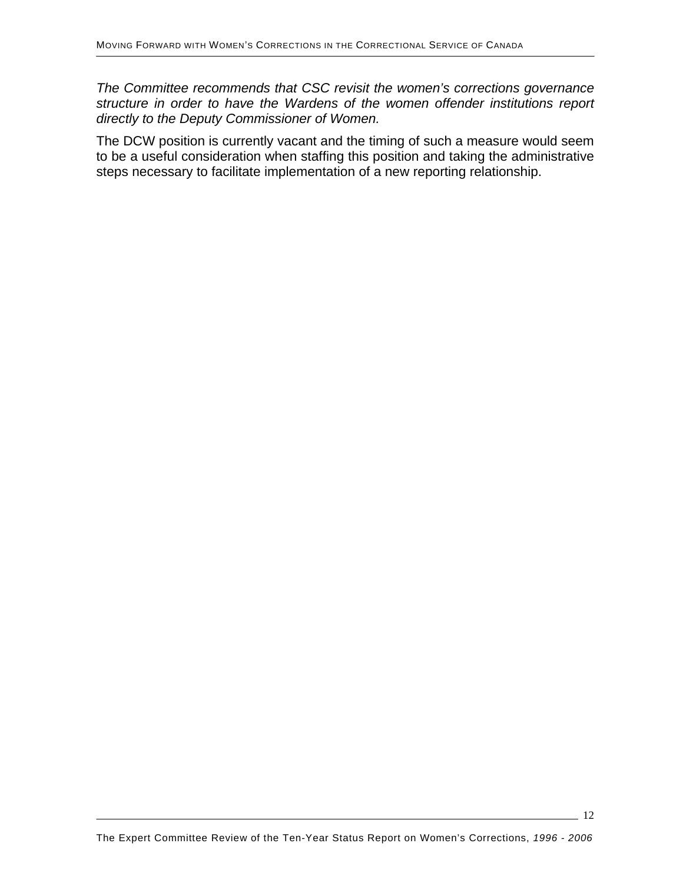*The Committee recommends that CSC revisit the women's corrections governance structure in order to have the Wardens of the women offender institutions report directly to the Deputy Commissioner of Women.*

The DCW position is currently vacant and the timing of such a measure would seem to be a useful consideration when staffing this position and taking the administrative steps necessary to facilitate implementation of a new reporting relationship.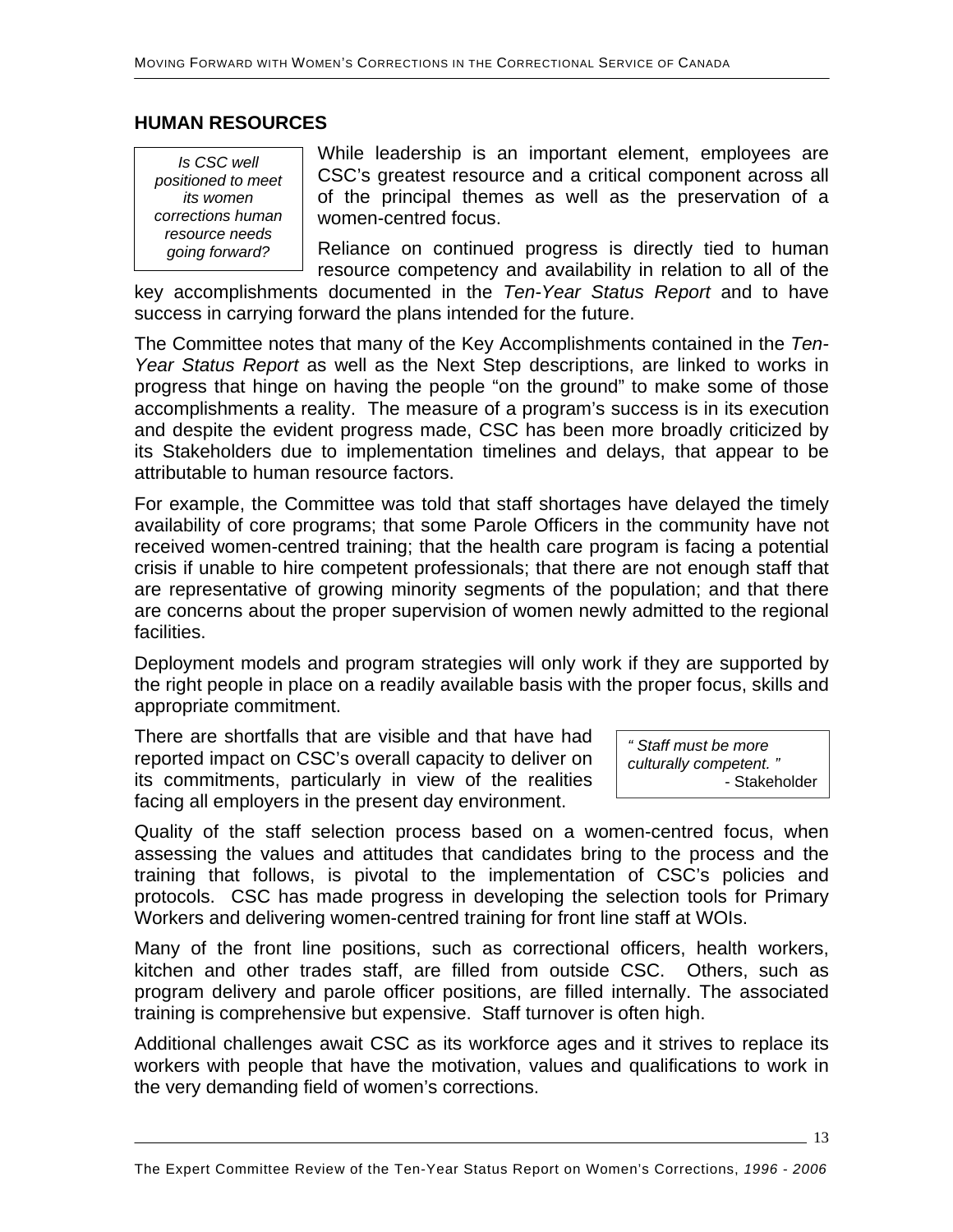## HUMAN RESOURCES

*Is CSC well positioned to meet its women corrections human resource needs going forward?*

While leadership is an important element, employees are CSC's greatest resource and a critical component across all of the principal themes as well as the preservation of a women-centred focus.

Reliance on continued progress is directly tied to human resource competency and availability in relation to all of the key accomplishments documented in the *Ten-Year Status Report* and to have success in carrying forward the plans intended for the future.

The Committee notes that many of the Key Accomplishments contained in the *Ten-Year Status Report* as well as the Next Step descriptions, are linked to works in progress that hinge on having the people "on the ground" to make some of those accomplishments a reality. The measure of a program's success is in its execution and despite the evident progress made, CSC has been more broadly criticized by its Stakeholders due to implementation timelines and delays, that appear to be attributable to human resource factors.

For example, the Committee was told that staff shortages have delayed the timely availability of core programs; that some Parole Officers in the community have not received women-centred training; that the health care program is facing a potential crisis if unable to hire competent professionals; that there are not enough staff that are representative of growing minority segments of the population; and that there are concerns about the proper supervision of women newly admitted to the regional facilities.

Deployment models and program strategies will only work if they are supported by the right people in place on a readily available basis with the proper focus, skills and appropriate commitment.

There are shortfalls that are visible and that have had reported impact on CSC's overall capacity to deliver on its commitments, particularly in view of the realities facing all employers in the present day environment.

*" Staff must be more culturally competent. "*
- Stakeholder

Quality of the staff selection process based on a women-centred focus, when assessing the values and attitudes that candidates bring to the process and the training that follows, is pivotal to the implementation of CSC's policies and protocols. CSC has made progress in developing the selection tools for Primary Workers and delivering women-centred training for front line staff at WOIs.

Many of the front line positions, such as correctional officers, health workers, kitchen and other trades staff, are filled from outside CSC. Others, such as program delivery and parole officer positions, are filled internally. The associated training is comprehensive but expensive. Staff turnover is often high.

Additional challenges await CSC as its workforce ages and it strives to replace its workers with people that have the motivation, values and qualifications to work in the very demanding field of women's corrections.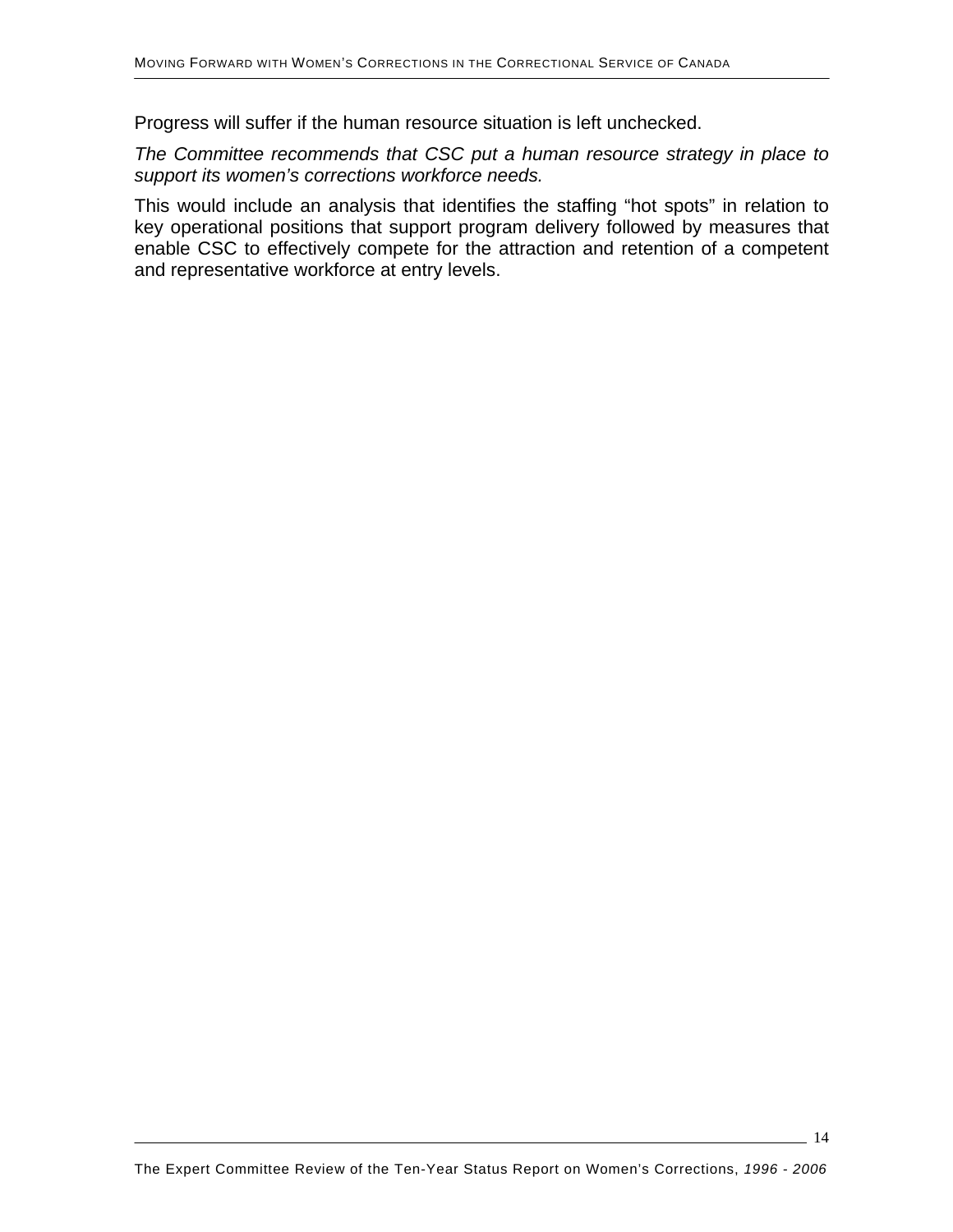Progress will suffer if the human resource situation is left unchecked.

*The Committee recommends that CSC put a human resource strategy in place to support its women's corrections workforce needs.*

This would include an analysis that identifies the staffing "hot spots" in relation to key operational positions that support program delivery followed by measures that enable CSC to effectively compete for the attraction and retention of a competent and representative workforce at entry levels.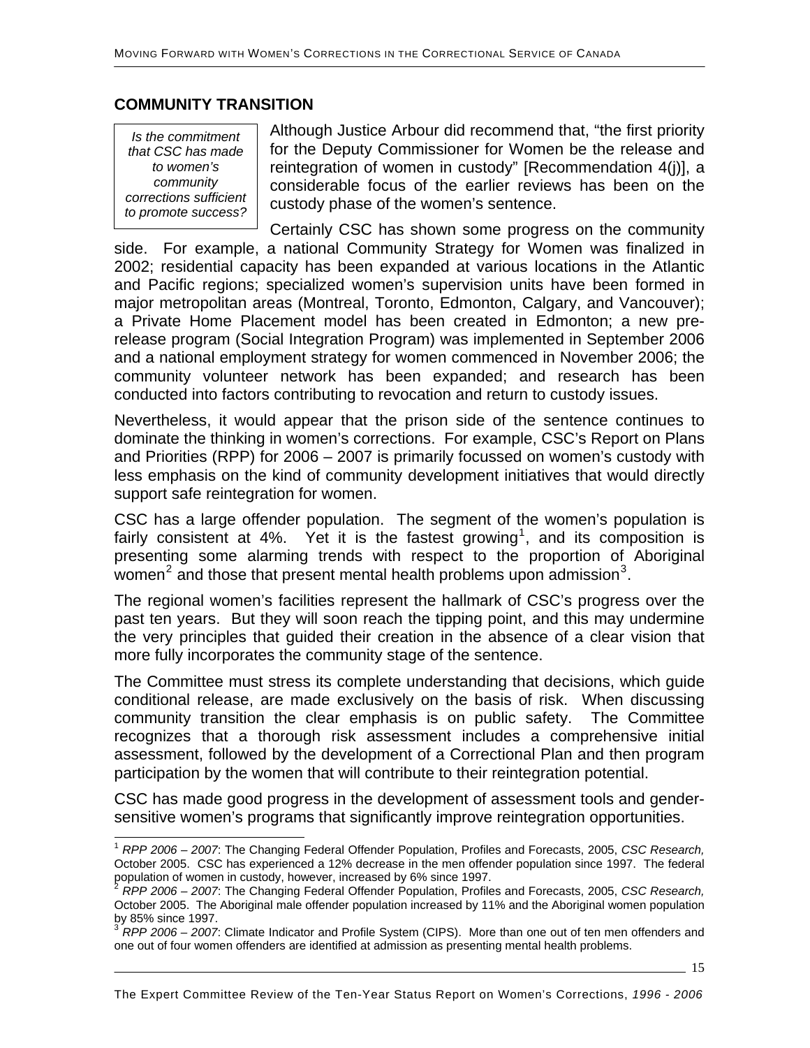## COMMUNITY TRANSITION

*Is the commitment that CSC has made to women's community corrections sufficient to promote success?*

Although Justice Arbour did recommend that, "the first priority for the Deputy Commissioner for Women be the release and reintegration of women in custody" [Recommendation 4(j)], a considerable focus of the earlier reviews has been on the custody phase of the women's sentence.

Certainly CSC has shown some progress on the community side. For example, a national Community Strategy for Women was finalized in 2002; residential capacity has been expanded at various locations in the Atlantic and Pacific regions; specialized women's supervision units have been formed in major metropolitan areas (Montreal, Toronto, Edmonton, Calgary, and Vancouver); a Private Home Placement model has been created in Edmonton; a new pre-release program (Social Integration Program) was implemented in September 2006 and a national employment strategy for women commenced in November 2006; the community volunteer network has been expanded; and research has been conducted into factors contributing to revocation and return to custody issues.

Nevertheless, it would appear that the prison side of the sentence continues to dominate the thinking in women's corrections. For example, CSC's Report on Plans and Priorities (RPP) for 2006 – 2007 is primarily focussed on women's custody with less emphasis on the kind of community development initiatives that would directly support safe reintegration for women.

CSC has a large offender population. The segment of the women's population is fairly consistent at 4%. Yet it is the fastest growing[1], and its composition is presenting some alarming trends with respect to the proportion of Aboriginal women[2] and those that present mental health problems upon admission[3].

The regional women's facilities represent the hallmark of CSC's progress over the past ten years. But they will soon reach the tipping point, and this may undermine the very principles that guided their creation in the absence of a clear vision that more fully incorporates the community stage of the sentence.

The Committee must stress its complete understanding that decisions, which guide conditional release, are made exclusively on the basis of risk. When discussing community transition the clear emphasis is on public safety. The Committee recognizes that a thorough risk assessment includes a comprehensive initial assessment, followed by the development of a Correctional Plan and then program participation by the women that will contribute to their reintegration potential.

CSC has made good progress in the development of assessment tools and gender-sensitive women's programs that significantly improve reintegration opportunities.

---

[1] *RPP 2006 – 2007*: The Changing Federal Offender Population, Profiles and Forecasts, 2005, *CSC Research,* October 2005. CSC has experienced a 12% decrease in the men offender population since 1997. The federal population of women in custody, however, increased by 6% since 1997.

[2] *RPP 2006 – 2007*: The Changing Federal Offender Population, Profiles and Forecasts, 2005, *CSC Research,* October 2005. The Aboriginal male offender population increased by 11% and the Aboriginal women population by 85% since 1997.

[3] *RPP 2006 – 2007*: Climate Indicator and Profile System (CIPS). More than one out of ten men offenders and one out of four women offenders are identified at admission as presenting mental health problems.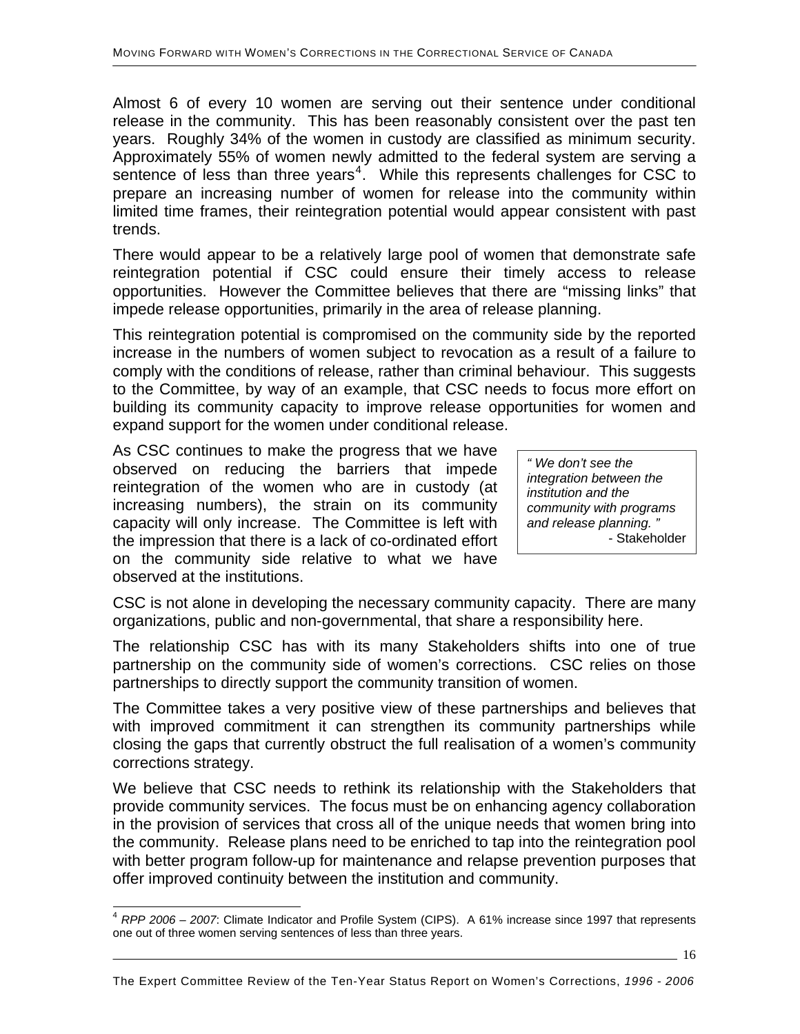Almost 6 of every 10 women are serving out their sentence under conditional release in the community. This has been reasonably consistent over the past ten years. Roughly 34% of the women in custody are classified as minimum security. Approximately 55% of women newly admitted to the federal system are serving a sentence of less than three years[4]. While this represents challenges for CSC to prepare an increasing number of women for release into the community within limited time frames, their reintegration potential would appear consistent with past trends.

There would appear to be a relatively large pool of women that demonstrate safe reintegration potential if CSC could ensure their timely access to release opportunities. However the Committee believes that there are "missing links" that impede release opportunities, primarily in the area of release planning.

This reintegration potential is compromised on the community side by the reported increase in the numbers of women subject to revocation as a result of a failure to comply with the conditions of release, rather than criminal behaviour. This suggests to the Committee, by way of an example, that CSC needs to focus more effort on building its community capacity to improve release opportunities for women and expand support for the women under conditional release.

As CSC continues to make the progress that we have observed on reducing the barriers that impede reintegration of the women who are in custody (at increasing numbers), the strain on its community capacity will only increase. The Committee is left with the impression that there is a lack of co-ordinated effort on the community side relative to what we have observed at the institutions.

> *" We don't see the integration between the institution and the community with programs and release planning. "*
> - Stakeholder

CSC is not alone in developing the necessary community capacity. There are many organizations, public and non-governmental, that share a responsibility here.

The relationship CSC has with its many Stakeholders shifts into one of true partnership on the community side of women's corrections. CSC relies on those partnerships to directly support the community transition of women.

The Committee takes a very positive view of these partnerships and believes that with improved commitment it can strengthen its community partnerships while closing the gaps that currently obstruct the full realisation of a women's community corrections strategy.

We believe that CSC needs to rethink its relationship with the Stakeholders that provide community services. The focus must be on enhancing agency collaboration in the provision of services that cross all of the unique needs that women bring into the community. Release plans need to be enriched to tap into the reintegration pool with better program follow-up for maintenance and relapse prevention purposes that offer improved continuity between the institution and community.

---

[4] *RPP 2006 – 2007*: Climate Indicator and Profile System (CIPS). A 61% increase since 1997 that represents one out of three women serving sentences of less than three years.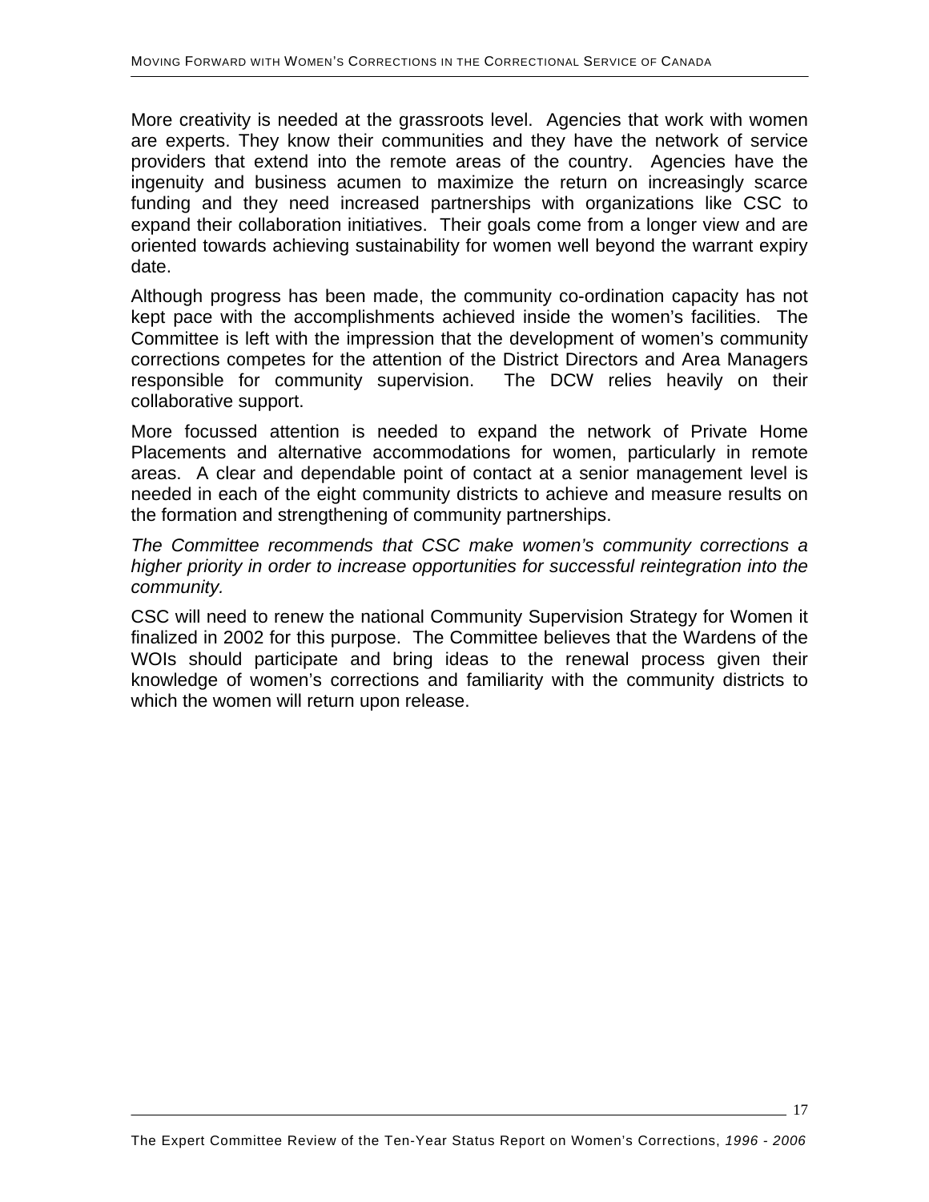More creativity is needed at the grassroots level. Agencies that work with women are experts. They know their communities and they have the network of service providers that extend into the remote areas of the country. Agencies have the ingenuity and business acumen to maximize the return on increasingly scarce funding and they need increased partnerships with organizations like CSC to expand their collaboration initiatives. Their goals come from a longer view and are oriented towards achieving sustainability for women well beyond the warrant expiry date.

Although progress has been made, the community co-ordination capacity has not kept pace with the accomplishments achieved inside the women's facilities. The Committee is left with the impression that the development of women's community corrections competes for the attention of the District Directors and Area Managers responsible for community supervision. The DCW relies heavily on their collaborative support.

More focussed attention is needed to expand the network of Private Home Placements and alternative accommodations for women, particularly in remote areas. A clear and dependable point of contact at a senior management level is needed in each of the eight community districts to achieve and measure results on the formation and strengthening of community partnerships.

*The Committee recommends that CSC make women's community corrections a higher priority in order to increase opportunities for successful reintegration into the community.*

CSC will need to renew the national Community Supervision Strategy for Women it finalized in 2002 for this purpose. The Committee believes that the Wardens of the WOIs should participate and bring ideas to the renewal process given their knowledge of women's corrections and familiarity with the community districts to which the women will return upon release.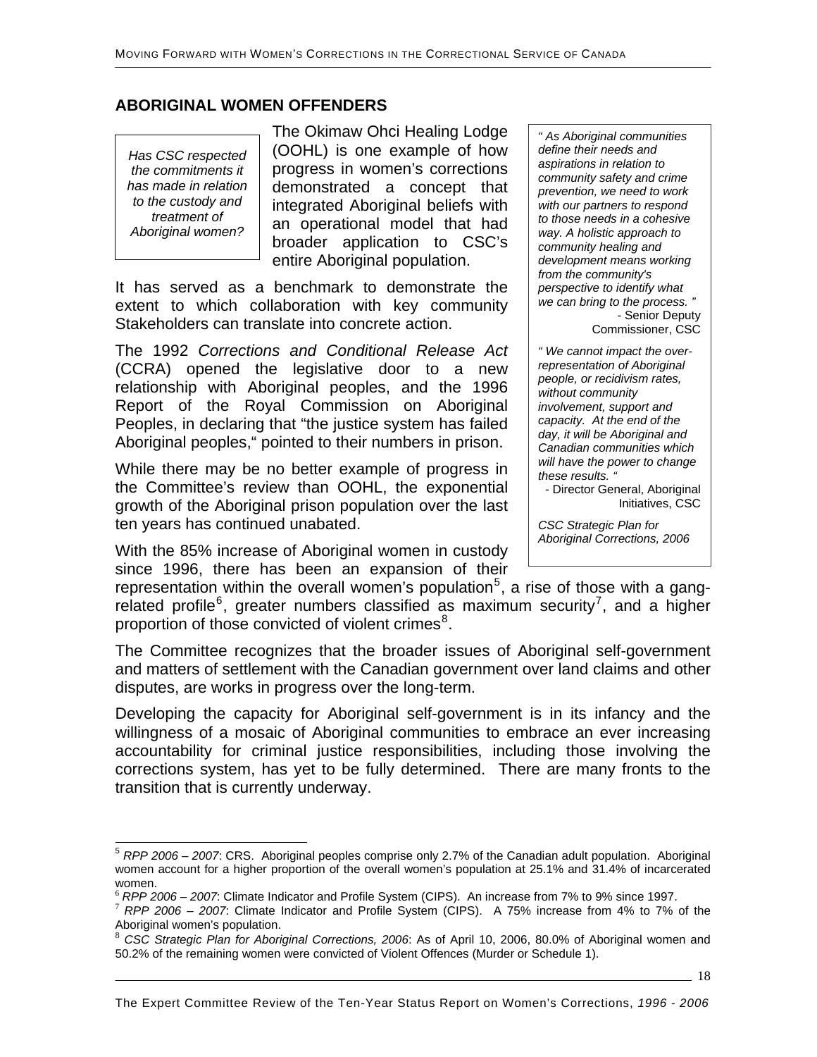## ABORIGINAL WOMEN OFFENDERS

*Has CSC respected the commitments it has made in relation to the custody and treatment of Aboriginal women?*

The Okimaw Ohci Healing Lodge (OOHL) is one example of how progress in women's corrections demonstrated a concept that integrated Aboriginal beliefs with an operational model that had broader application to CSC's entire Aboriginal population.

It has served as a benchmark to demonstrate the extent to which collaboration with key community Stakeholders can translate into concrete action.

The 1992 *Corrections and Conditional Release Act* (CCRA) opened the legislative door to a new relationship with Aboriginal peoples, and the 1996 Report of the Royal Commission on Aboriginal Peoples, in declaring that "the justice system has failed Aboriginal peoples," pointed to their numbers in prison.

While there may be no better example of progress in the Committee's review than OOHL, the exponential growth of the Aboriginal prison population over the last ten years has continued unabated.

With the 85% increase of Aboriginal women in custody since 1996, there has been an expansion of their representation within the overall women's population[5], a rise of those with a gang-related profile[6], greater numbers classified as maximum security[7], and a higher proportion of those convicted of violent crimes[8].

> *" As Aboriginal communities define their needs and aspirations in relation to community safety and crime prevention, we need to work with our partners to respond to those needs in a cohesive way. A holistic approach to community healing and development means working from the community's perspective to identify what we can bring to the process. "*
> - Senior Deputy Commissioner, CSC
>
> *" We cannot impact the over-representation of Aboriginal people, or recidivism rates, without community involvement, support and capacity. At the end of the day, it will be Aboriginal and Canadian communities which will have the power to change these results. "*
> - Director General, Aboriginal Initiatives, CSC
>
> *CSC Strategic Plan for Aboriginal Corrections, 2006*

The Committee recognizes that the broader issues of Aboriginal self-government and matters of settlement with the Canadian government over land claims and other disputes, are works in progress over the long-term.

Developing the capacity for Aboriginal self-government is in its infancy and the willingness of a mosaic of Aboriginal communities to embrace an ever increasing accountability for criminal justice responsibilities, including those involving the corrections system, has yet to be fully determined. There are many fronts to the transition that is currently underway.

---

[5] *RPP 2006 – 2007*: CRS. Aboriginal peoples comprise only 2.7% of the Canadian adult population. Aboriginal women account for a higher proportion of the overall women's population at 25.1% and 31.4% of incarcerated women.

[6] *RPP 2006 – 2007*: Climate Indicator and Profile System (CIPS). An increase from 7% to 9% since 1997.

[7] *RPP 2006 – 2007*: Climate Indicator and Profile System (CIPS). A 75% increase from 4% to 7% of the Aboriginal women's population.

[8] *CSC Strategic Plan for Aboriginal Corrections, 2006*: As of April 10, 2006, 80.0% of Aboriginal women and 50.2% of the remaining women were convicted of Violent Offences (Murder or Schedule 1).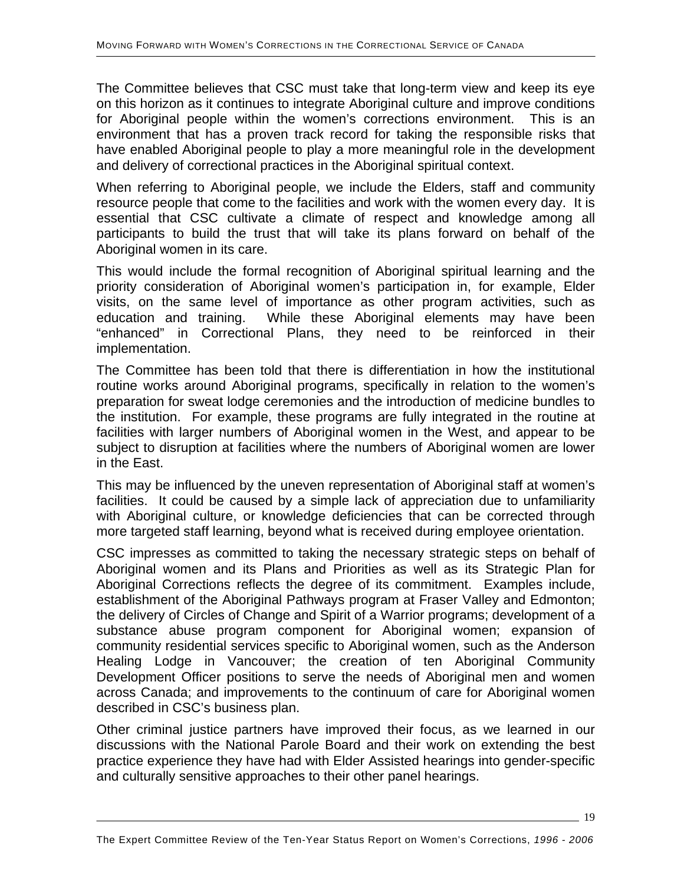The Committee believes that CSC must take that long-term view and keep its eye on this horizon as it continues to integrate Aboriginal culture and improve conditions for Aboriginal people within the women's corrections environment. This is an environment that has a proven track record for taking the responsible risks that have enabled Aboriginal people to play a more meaningful role in the development and delivery of correctional practices in the Aboriginal spiritual context.

When referring to Aboriginal people, we include the Elders, staff and community resource people that come to the facilities and work with the women every day. It is essential that CSC cultivate a climate of respect and knowledge among all participants to build the trust that will take its plans forward on behalf of the Aboriginal women in its care.

This would include the formal recognition of Aboriginal spiritual learning and the priority consideration of Aboriginal women's participation in, for example, Elder visits, on the same level of importance as other program activities, such as education and training. While these Aboriginal elements may have been "enhanced" in Correctional Plans, they need to be reinforced in their implementation.

The Committee has been told that there is differentiation in how the institutional routine works around Aboriginal programs, specifically in relation to the women's preparation for sweat lodge ceremonies and the introduction of medicine bundles to the institution. For example, these programs are fully integrated in the routine at facilities with larger numbers of Aboriginal women in the West, and appear to be subject to disruption at facilities where the numbers of Aboriginal women are lower in the East.

This may be influenced by the uneven representation of Aboriginal staff at women's facilities. It could be caused by a simple lack of appreciation due to unfamiliarity with Aboriginal culture, or knowledge deficiencies that can be corrected through more targeted staff learning, beyond what is received during employee orientation.

CSC impresses as committed to taking the necessary strategic steps on behalf of Aboriginal women and its Plans and Priorities as well as its Strategic Plan for Aboriginal Corrections reflects the degree of its commitment. Examples include, establishment of the Aboriginal Pathways program at Fraser Valley and Edmonton; the delivery of Circles of Change and Spirit of a Warrior programs; development of a substance abuse program component for Aboriginal women; expansion of community residential services specific to Aboriginal women, such as the Anderson Healing Lodge in Vancouver; the creation of ten Aboriginal Community Development Officer positions to serve the needs of Aboriginal men and women across Canada; and improvements to the continuum of care for Aboriginal women described in CSC's business plan.

Other criminal justice partners have improved their focus, as we learned in our discussions with the National Parole Board and their work on extending the best practice experience they have had with Elder Assisted hearings into gender-specific and culturally sensitive approaches to their other panel hearings.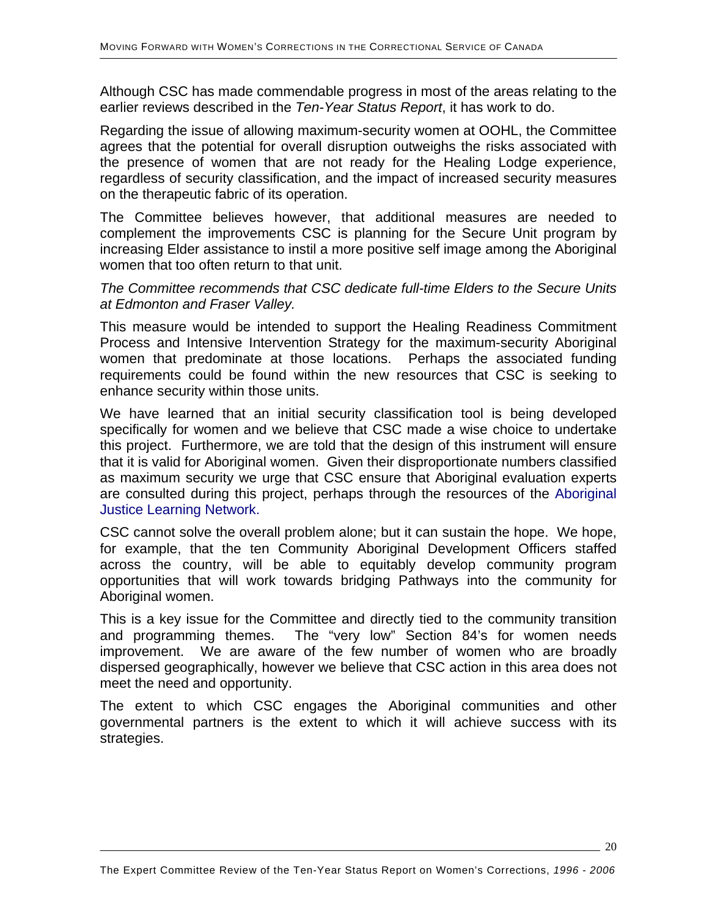Although CSC has made commendable progress in most of the areas relating to the earlier reviews described in the *Ten-Year Status Report*, it has work to do.

Regarding the issue of allowing maximum-security women at OOHL, the Committee agrees that the potential for overall disruption outweighs the risks associated with the presence of women that are not ready for the Healing Lodge experience, regardless of security classification, and the impact of increased security measures on the therapeutic fabric of its operation.

The Committee believes however, that additional measures are needed to complement the improvements CSC is planning for the Secure Unit program by increasing Elder assistance to instil a more positive self image among the Aboriginal women that too often return to that unit.

*The Committee recommends that CSC dedicate full-time Elders to the Secure Units at Edmonton and Fraser Valley.*

This measure would be intended to support the Healing Readiness Commitment Process and Intensive Intervention Strategy for the maximum-security Aboriginal women that predominate at those locations. Perhaps the associated funding requirements could be found within the new resources that CSC is seeking to enhance security within those units.

We have learned that an initial security classification tool is being developed specifically for women and we believe that CSC made a wise choice to undertake this project. Furthermore, we are told that the design of this instrument will ensure that it is valid for Aboriginal women. Given their disproportionate numbers classified as maximum security we urge that CSC ensure that Aboriginal evaluation experts are consulted during this project, perhaps through the resources of the Aboriginal Justice Learning Network.

CSC cannot solve the overall problem alone; but it can sustain the hope. We hope, for example, that the ten Community Aboriginal Development Officers staffed across the country, will be able to equitably develop community program opportunities that will work towards bridging Pathways into the community for Aboriginal women.

This is a key issue for the Committee and directly tied to the community transition and programming themes. The "very low" Section 84's for women needs improvement. We are aware of the few number of women who are broadly dispersed geographically, however we believe that CSC action in this area does not meet the need and opportunity.

The extent to which CSC engages the Aboriginal communities and other governmental partners is the extent to which it will achieve success with its strategies.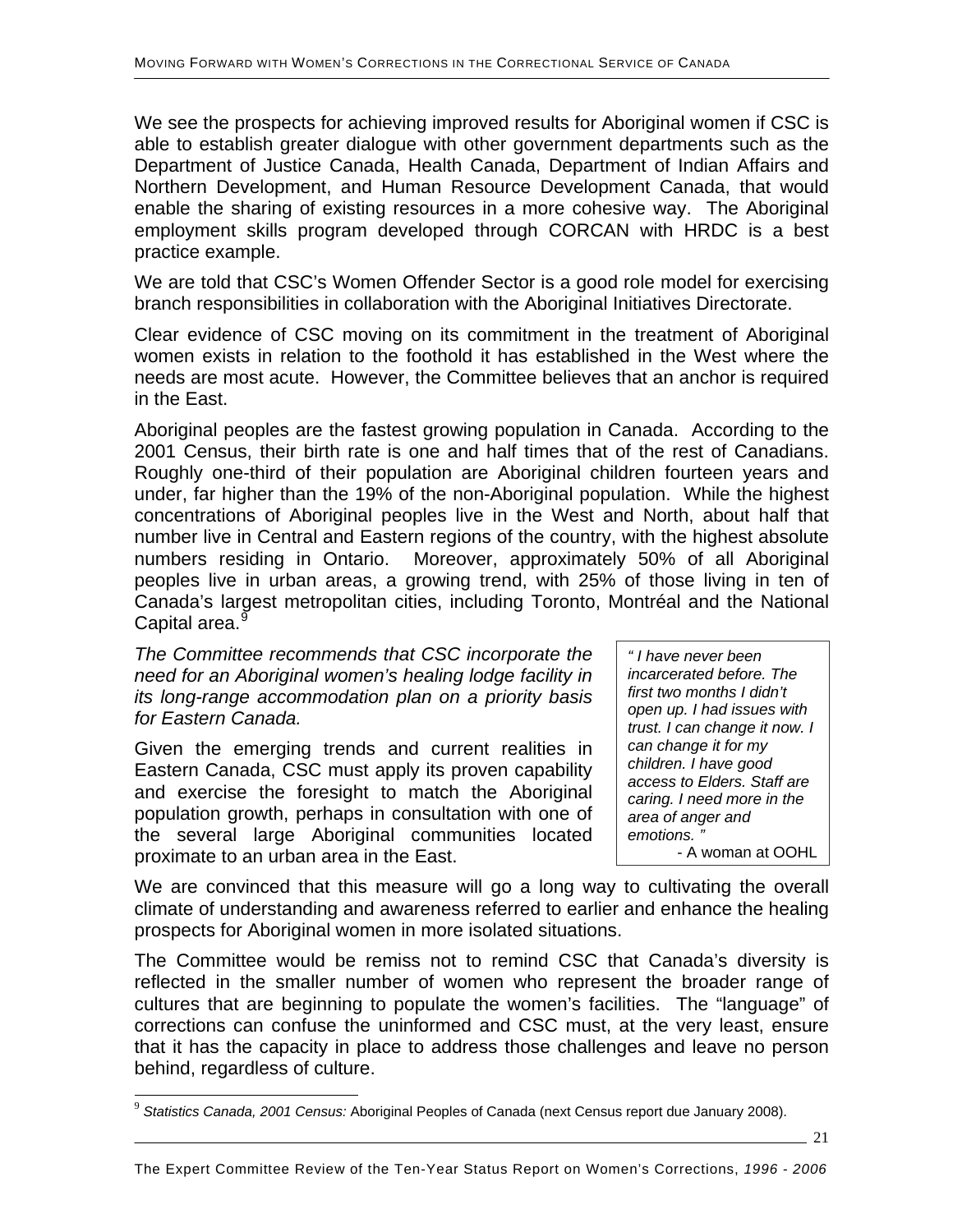We see the prospects for achieving improved results for Aboriginal women if CSC is able to establish greater dialogue with other government departments such as the Department of Justice Canada, Health Canada, Department of Indian Affairs and Northern Development, and Human Resource Development Canada, that would enable the sharing of existing resources in a more cohesive way. The Aboriginal employment skills program developed through CORCAN with HRDC is a best practice example.

We are told that CSC's Women Offender Sector is a good role model for exercising branch responsibilities in collaboration with the Aboriginal Initiatives Directorate.

Clear evidence of CSC moving on its commitment in the treatment of Aboriginal women exists in relation to the foothold it has established in the West where the needs are most acute. However, the Committee believes that an anchor is required in the East.

Aboriginal peoples are the fastest growing population in Canada. According to the 2001 Census, their birth rate is one and half times that of the rest of Canadians. Roughly one-third of their population are Aboriginal children fourteen years and under, far higher than the 19% of the non-Aboriginal population. While the highest concentrations of Aboriginal peoples live in the West and North, about half that number live in Central and Eastern regions of the country, with the highest absolute numbers residing in Ontario. Moreover, approximately 50% of all Aboriginal peoples live in urban areas, a growing trend, with 25% of those living in ten of Canada's largest metropolitan cities, including Toronto, Montréal and the National Capital area.[9]

*The Committee recommends that CSC incorporate the need for an Aboriginal women's healing lodge facility in its long-range accommodation plan on a priority basis for Eastern Canada.*

Given the emerging trends and current realities in Eastern Canada, CSC must apply its proven capability and exercise the foresight to match the Aboriginal population growth, perhaps in consultation with one of the several large Aboriginal communities located proximate to an urban area in the East.

> *" I have never been incarcerated before. The first two months I didn't open up. I had issues with trust. I can change it now. I can change it for my children. I have good access to Elders. Staff are caring. I need more in the area of anger and emotions. "*
>
> \- A woman at OOHL

We are convinced that this measure will go a long way to cultivating the overall climate of understanding and awareness referred to earlier and enhance the healing prospects for Aboriginal women in more isolated situations.

The Committee would be remiss not to remind CSC that Canada's diversity is reflected in the smaller number of women who represent the broader range of cultures that are beginning to populate the women's facilities. The "language" of corrections can confuse the uninformed and CSC must, at the very least, ensure that it has the capacity in place to address those challenges and leave no person behind, regardless of culture.

---

[9] *Statistics Canada, 2001 Census:* Aboriginal Peoples of Canada (next Census report due January 2008).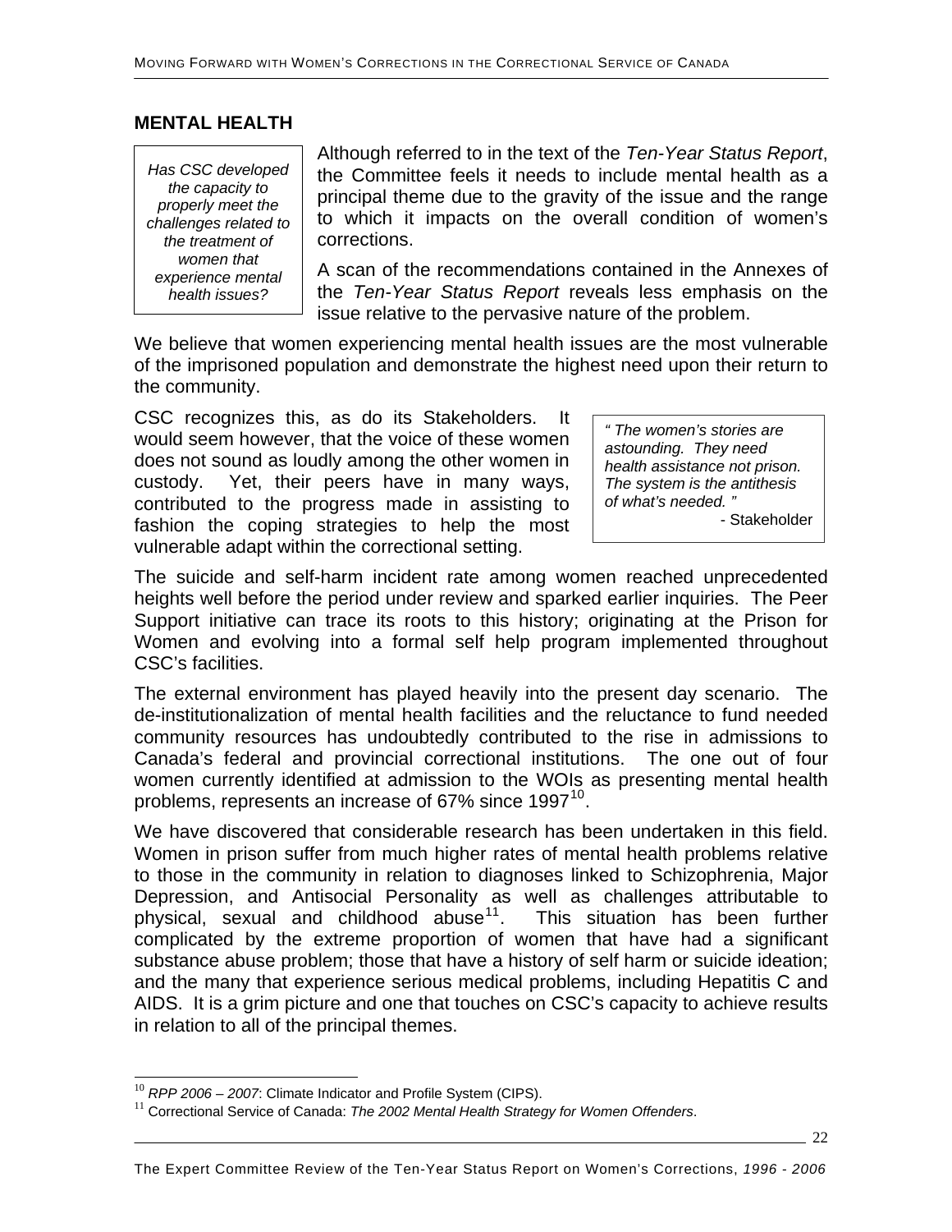## MENTAL HEALTH

> *Has CSC developed the capacity to properly meet the challenges related to the treatment of women that experience mental health issues?*

Although referred to in the text of the *Ten-Year Status Report*, the Committee feels it needs to include mental health as a principal theme due to the gravity of the issue and the range to which it impacts on the overall condition of women's corrections.

A scan of the recommendations contained in the Annexes of the *Ten-Year Status Report* reveals less emphasis on the issue relative to the pervasive nature of the problem.

We believe that women experiencing mental health issues are the most vulnerable of the imprisoned population and demonstrate the highest need upon their return to the community.

CSC recognizes this, as do its Stakeholders. It would seem however, that the voice of these women does not sound as loudly among the other women in custody. Yet, their peers have in many ways, contributed to the progress made in assisting to fashion the coping strategies to help the most vulnerable adapt within the correctional setting.

> *" The women's stories are astounding. They need health assistance not prison. The system is the antithesis of what's needed. "*
>
> \- Stakeholder

The suicide and self-harm incident rate among women reached unprecedented heights well before the period under review and sparked earlier inquiries. The Peer Support initiative can trace its roots to this history; originating at the Prison for Women and evolving into a formal self help program implemented throughout CSC's facilities.

The external environment has played heavily into the present day scenario. The de-institutionalization of mental health facilities and the reluctance to fund needed community resources has undoubtedly contributed to the rise in admissions to Canada's federal and provincial correctional institutions. The one out of four women currently identified at admission to the WOIs as presenting mental health problems, represents an increase of 67% since 1997[10].

We have discovered that considerable research has been undertaken in this field. Women in prison suffer from much higher rates of mental health problems relative to those in the community in relation to diagnoses linked to Schizophrenia, Major Depression, and Antisocial Personality as well as challenges attributable to physical, sexual and childhood abuse[11]. This situation has been further complicated by the extreme proportion of women that have had a significant substance abuse problem; those that have a history of self harm or suicide ideation; and the many that experience serious medical problems, including Hepatitis C and AIDS. It is a grim picture and one that touches on CSC's capacity to achieve results in relation to all of the principal themes.

---

[10] *RPP 2006 – 2007*: Climate Indicator and Profile System (CIPS).

[11] Correctional Service of Canada: *The 2002 Mental Health Strategy for Women Offenders*.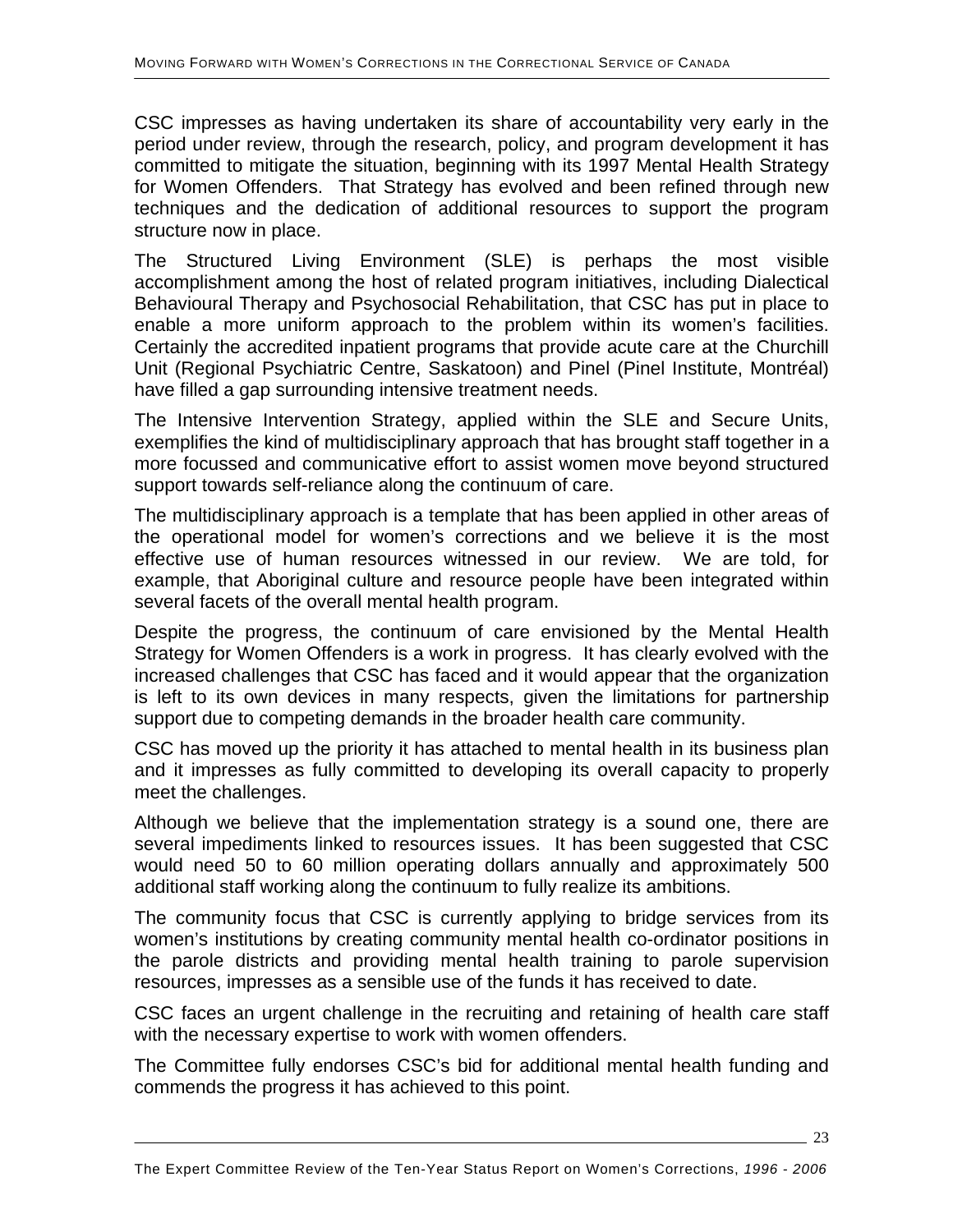CSC impresses as having undertaken its share of accountability very early in the period under review, through the research, policy, and program development it has committed to mitigate the situation, beginning with its 1997 Mental Health Strategy for Women Offenders. That Strategy has evolved and been refined through new techniques and the dedication of additional resources to support the program structure now in place.

The Structured Living Environment (SLE) is perhaps the most visible accomplishment among the host of related program initiatives, including Dialectical Behavioural Therapy and Psychosocial Rehabilitation, that CSC has put in place to enable a more uniform approach to the problem within its women's facilities. Certainly the accredited inpatient programs that provide acute care at the Churchill Unit (Regional Psychiatric Centre, Saskatoon) and Pinel (Pinel Institute, Montréal) have filled a gap surrounding intensive treatment needs.

The Intensive Intervention Strategy, applied within the SLE and Secure Units, exemplifies the kind of multidisciplinary approach that has brought staff together in a more focussed and communicative effort to assist women move beyond structured support towards self-reliance along the continuum of care.

The multidisciplinary approach is a template that has been applied in other areas of the operational model for women's corrections and we believe it is the most effective use of human resources witnessed in our review. We are told, for example, that Aboriginal culture and resource people have been integrated within several facets of the overall mental health program.

Despite the progress, the continuum of care envisioned by the Mental Health Strategy for Women Offenders is a work in progress. It has clearly evolved with the increased challenges that CSC has faced and it would appear that the organization is left to its own devices in many respects, given the limitations for partnership support due to competing demands in the broader health care community.

CSC has moved up the priority it has attached to mental health in its business plan and it impresses as fully committed to developing its overall capacity to properly meet the challenges.

Although we believe that the implementation strategy is a sound one, there are several impediments linked to resources issues. It has been suggested that CSC would need 50 to 60 million operating dollars annually and approximately 500 additional staff working along the continuum to fully realize its ambitions.

The community focus that CSC is currently applying to bridge services from its women's institutions by creating community mental health co-ordinator positions in the parole districts and providing mental health training to parole supervision resources, impresses as a sensible use of the funds it has received to date.

CSC faces an urgent challenge in the recruiting and retaining of health care staff with the necessary expertise to work with women offenders.

The Committee fully endorses CSC's bid for additional mental health funding and commends the progress it has achieved to this point.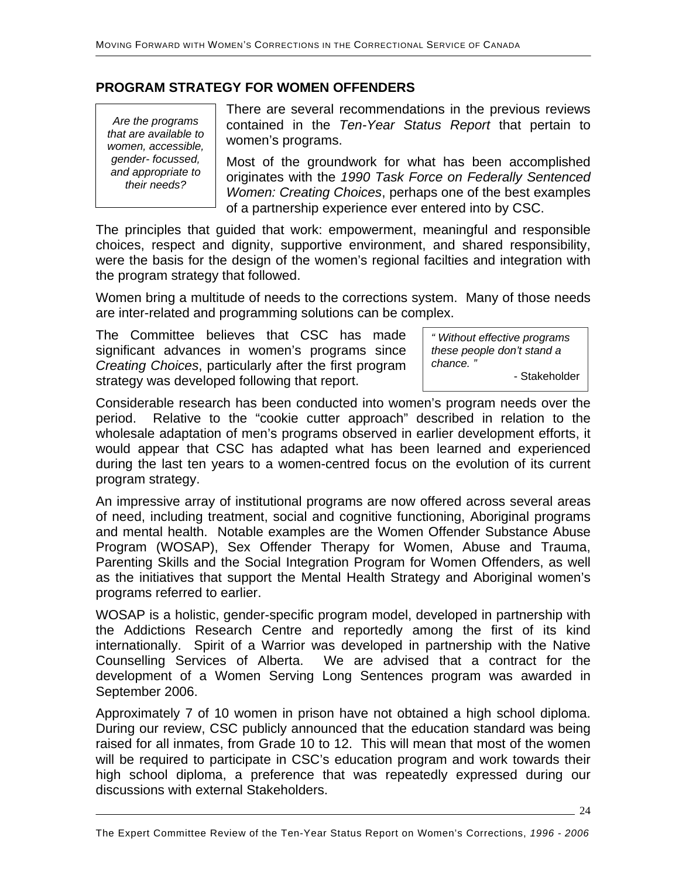## PROGRAM STRATEGY FOR WOMEN OFFENDERS

*Are the programs that are available to women, accessible, gender- focussed, and appropriate to their needs?*

There are several recommendations in the previous reviews contained in the *Ten-Year Status Report* that pertain to women's programs.

Most of the groundwork for what has been accomplished originates with the *1990 Task Force on Federally Sentenced Women: Creating Choices*, perhaps one of the best examples of a partnership experience ever entered into by CSC.

The principles that guided that work: empowerment, meaningful and responsible choices, respect and dignity, supportive environment, and shared responsibility, were the basis for the design of the women's regional facilties and integration with the program strategy that followed.

Women bring a multitude of needs to the corrections system. Many of those needs are inter-related and programming solutions can be complex.

The Committee believes that CSC has made significant advances in women's programs since *Creating Choices*, particularly after the first program strategy was developed following that report.

*" Without effective programs these people don't stand a chance. "*

- Stakeholder

Considerable research has been conducted into women's program needs over the period. Relative to the "cookie cutter approach" described in relation to the wholesale adaptation of men's programs observed in earlier development efforts, it would appear that CSC has adapted what has been learned and experienced during the last ten years to a women-centred focus on the evolution of its current program strategy.

An impressive array of institutional programs are now offered across several areas of need, including treatment, social and cognitive functioning, Aboriginal programs and mental health. Notable examples are the Women Offender Substance Abuse Program (WOSAP), Sex Offender Therapy for Women, Abuse and Trauma, Parenting Skills and the Social Integration Program for Women Offenders, as well as the initiatives that support the Mental Health Strategy and Aboriginal women's programs referred to earlier.

WOSAP is a holistic, gender-specific program model, developed in partnership with the Addictions Research Centre and reportedly among the first of its kind internationally. Spirit of a Warrior was developed in partnership with the Native Counselling Services of Alberta. We are advised that a contract for the development of a Women Serving Long Sentences program was awarded in September 2006.

Approximately 7 of 10 women in prison have not obtained a high school diploma. During our review, CSC publicly announced that the education standard was being raised for all inmates, from Grade 10 to 12. This will mean that most of the women will be required to participate in CSC's education program and work towards their high school diploma, a preference that was repeatedly expressed during our discussions with external Stakeholders.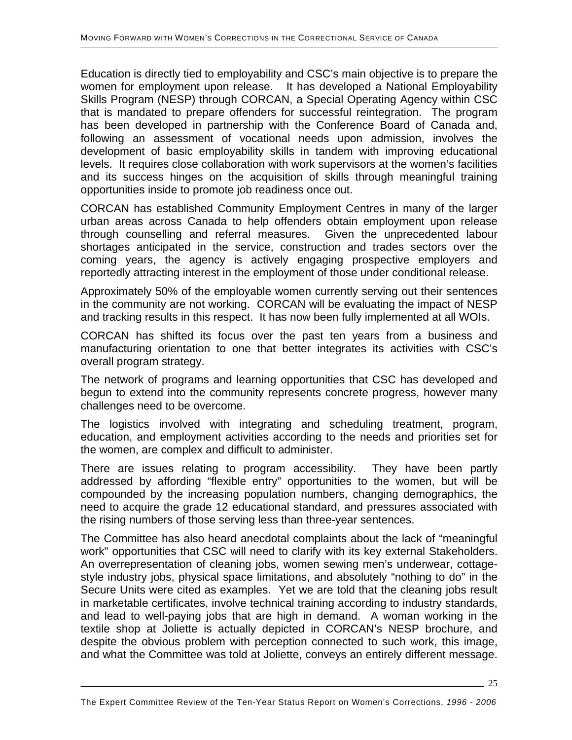Education is directly tied to employability and CSC's main objective is to prepare the women for employment upon release. It has developed a National Employability Skills Program (NESP) through CORCAN, a Special Operating Agency within CSC that is mandated to prepare offenders for successful reintegration. The program has been developed in partnership with the Conference Board of Canada and, following an assessment of vocational needs upon admission, involves the development of basic employability skills in tandem with improving educational levels. It requires close collaboration with work supervisors at the women's facilities and its success hinges on the acquisition of skills through meaningful training opportunities inside to promote job readiness once out.

CORCAN has established Community Employment Centres in many of the larger urban areas across Canada to help offenders obtain employment upon release through counselling and referral measures. Given the unprecedented labour shortages anticipated in the service, construction and trades sectors over the coming years, the agency is actively engaging prospective employers and reportedly attracting interest in the employment of those under conditional release.

Approximately 50% of the employable women currently serving out their sentences in the community are not working. CORCAN will be evaluating the impact of NESP and tracking results in this respect. It has now been fully implemented at all WOIs.

CORCAN has shifted its focus over the past ten years from a business and manufacturing orientation to one that better integrates its activities with CSC's overall program strategy.

The network of programs and learning opportunities that CSC has developed and begun to extend into the community represents concrete progress, however many challenges need to be overcome.

The logistics involved with integrating and scheduling treatment, program, education, and employment activities according to the needs and priorities set for the women, are complex and difficult to administer.

There are issues relating to program accessibility. They have been partly addressed by affording "flexible entry" opportunities to the women, but will be compounded by the increasing population numbers, changing demographics, the need to acquire the grade 12 educational standard, and pressures associated with the rising numbers of those serving less than three-year sentences.

The Committee has also heard anecdotal complaints about the lack of "meaningful work" opportunities that CSC will need to clarify with its key external Stakeholders. An overrepresentation of cleaning jobs, women sewing men's underwear, cottage-style industry jobs, physical space limitations, and absolutely "nothing to do" in the Secure Units were cited as examples. Yet we are told that the cleaning jobs result in marketable certificates, involve technical training according to industry standards, and lead to well-paying jobs that are high in demand. A woman working in the textile shop at Joliette is actually depicted in CORCAN's NESP brochure, and despite the obvious problem with perception connected to such work, this image, and what the Committee was told at Joliette, conveys an entirely different message.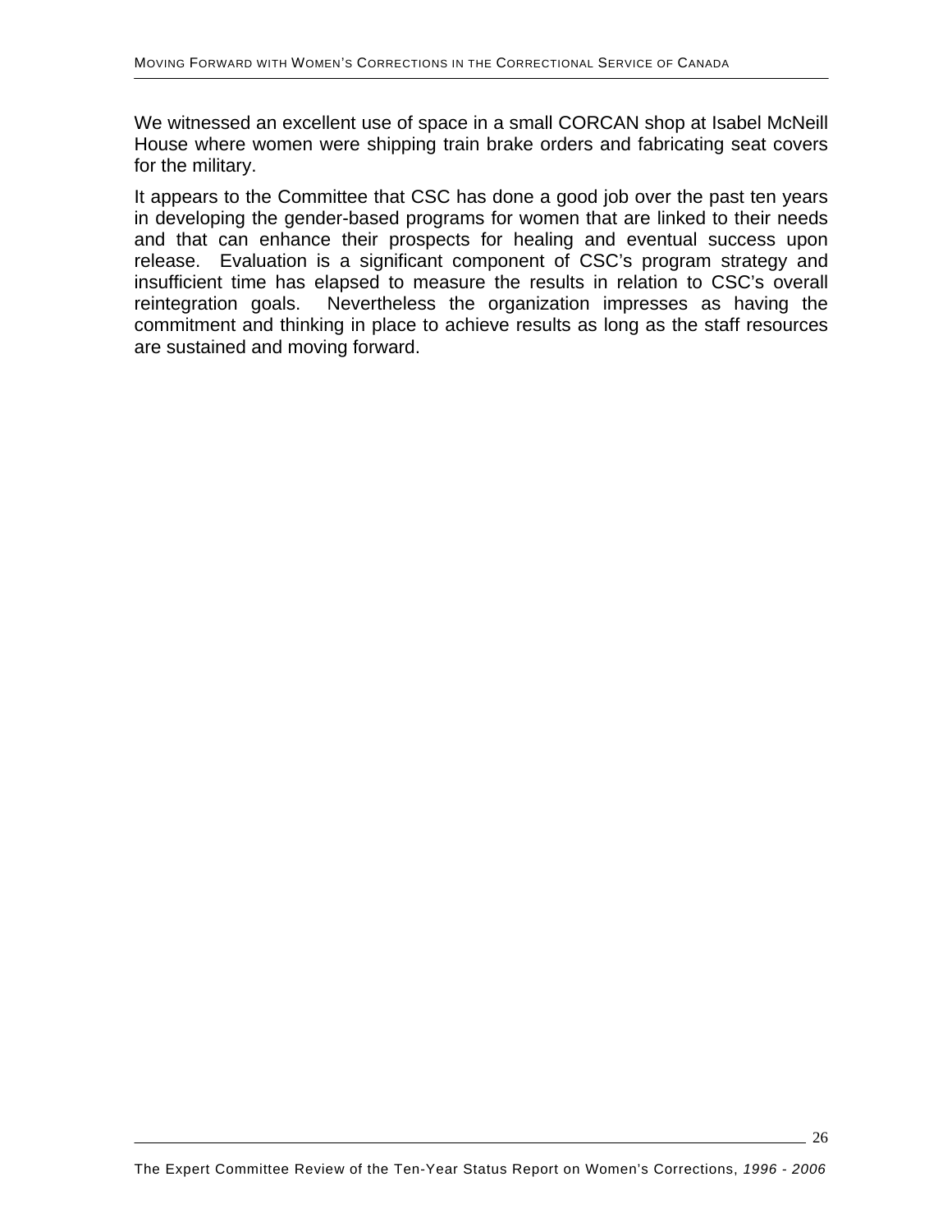We witnessed an excellent use of space in a small CORCAN shop at Isabel McNeill House where women were shipping train brake orders and fabricating seat covers for the military.

It appears to the Committee that CSC has done a good job over the past ten years in developing the gender-based programs for women that are linked to their needs and that can enhance their prospects for healing and eventual success upon release. Evaluation is a significant component of CSC's program strategy and insufficient time has elapsed to measure the results in relation to CSC's overall reintegration goals. Nevertheless the organization impresses as having the commitment and thinking in place to achieve results as long as the staff resources are sustained and moving forward.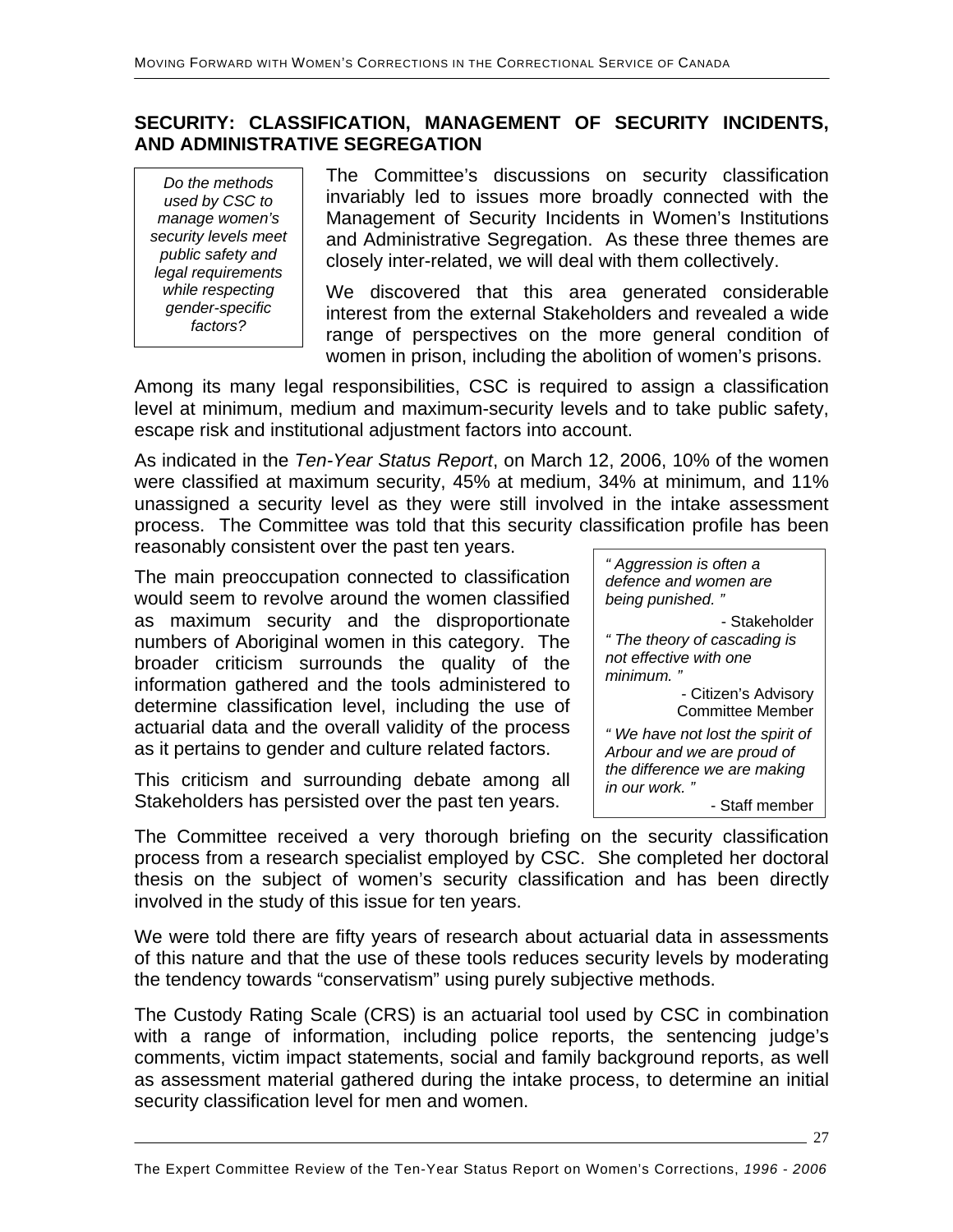## SECURITY: CLASSIFICATION, MANAGEMENT OF SECURITY INCIDENTS, AND ADMINISTRATIVE SEGREGATION

*Do the methods used by CSC to manage women's security levels meet public safety and legal requirements while respecting gender-specific factors?*

The Committee's discussions on security classification invariably led to issues more broadly connected with the Management of Security Incidents in Women's Institutions and Administrative Segregation. As these three themes are closely inter-related, we will deal with them collectively.

We discovered that this area generated considerable interest from the external Stakeholders and revealed a wide range of perspectives on the more general condition of women in prison, including the abolition of women's prisons.

Among its many legal responsibilities, CSC is required to assign a classification level at minimum, medium and maximum-security levels and to take public safety, escape risk and institutional adjustment factors into account.

As indicated in the *Ten-Year Status Report*, on March 12, 2006, 10% of the women were classified at maximum security, 45% at medium, 34% at minimum, and 11% unassigned a security level as they were still involved in the intake assessment process. The Committee was told that this security classification profile has been reasonably consistent over the past ten years.

The main preoccupation connected to classification would seem to revolve around the women classified as maximum security and the disproportionate numbers of Aboriginal women in this category. The broader criticism surrounds the quality of the information gathered and the tools administered to determine classification level, including the use of actuarial data and the overall validity of the process as it pertains to gender and culture related factors.

This criticism and surrounding debate among all Stakeholders has persisted over the past ten years.

> *" Aggression is often a defence and women are being punished. "*
>
> \- Stakeholder
>
> *" The theory of cascading is not effective with one minimum. "*
>
> \- Citizen's Advisory Committee Member
>
> *" We have not lost the spirit of Arbour and we are proud of the difference we are making in our work. "*
>
> \- Staff member

The Committee received a very thorough briefing on the security classification process from a research specialist employed by CSC. She completed her doctoral thesis on the subject of women's security classification and has been directly involved in the study of this issue for ten years.

We were told there are fifty years of research about actuarial data in assessments of this nature and that the use of these tools reduces security levels by moderating the tendency towards "conservatism" using purely subjective methods.

The Custody Rating Scale (CRS) is an actuarial tool used by CSC in combination with a range of information, including police reports, the sentencing judge's comments, victim impact statements, social and family background reports, as well as assessment material gathered during the intake process, to determine an initial security classification level for men and women.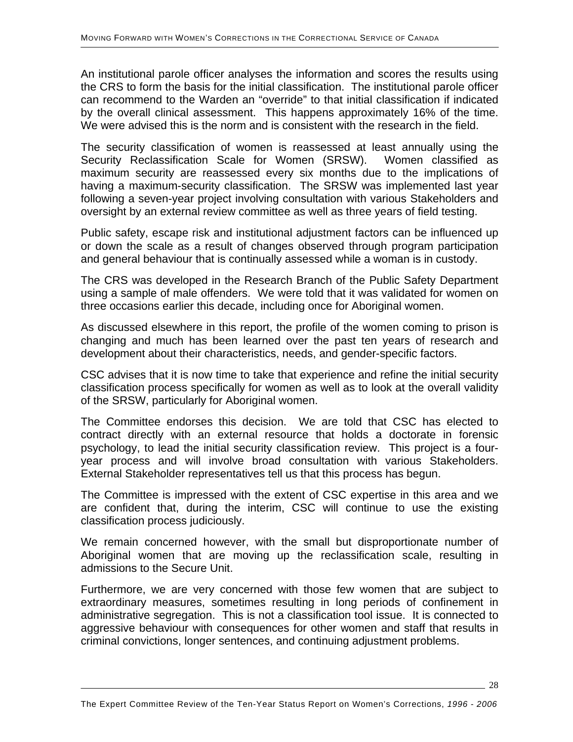An institutional parole officer analyses the information and scores the results using the CRS to form the basis for the initial classification. The institutional parole officer can recommend to the Warden an "override" to that initial classification if indicated by the overall clinical assessment. This happens approximately 16% of the time. We were advised this is the norm and is consistent with the research in the field.

The security classification of women is reassessed at least annually using the Security Reclassification Scale for Women (SRSW). Women classified as maximum security are reassessed every six months due to the implications of having a maximum-security classification. The SRSW was implemented last year following a seven-year project involving consultation with various Stakeholders and oversight by an external review committee as well as three years of field testing.

Public safety, escape risk and institutional adjustment factors can be influenced up or down the scale as a result of changes observed through program participation and general behaviour that is continually assessed while a woman is in custody.

The CRS was developed in the Research Branch of the Public Safety Department using a sample of male offenders. We were told that it was validated for women on three occasions earlier this decade, including once for Aboriginal women.

As discussed elsewhere in this report, the profile of the women coming to prison is changing and much has been learned over the past ten years of research and development about their characteristics, needs, and gender-specific factors.

CSC advises that it is now time to take that experience and refine the initial security classification process specifically for women as well as to look at the overall validity of the SRSW, particularly for Aboriginal women.

The Committee endorses this decision. We are told that CSC has elected to contract directly with an external resource that holds a doctorate in forensic psychology, to lead the initial security classification review. This project is a four-year process and will involve broad consultation with various Stakeholders. External Stakeholder representatives tell us that this process has begun.

The Committee is impressed with the extent of CSC expertise in this area and we are confident that, during the interim, CSC will continue to use the existing classification process judiciously.

We remain concerned however, with the small but disproportionate number of Aboriginal women that are moving up the reclassification scale, resulting in admissions to the Secure Unit.

Furthermore, we are very concerned with those few women that are subject to extraordinary measures, sometimes resulting in long periods of confinement in administrative segregation. This is not a classification tool issue. It is connected to aggressive behaviour with consequences for other women and staff that results in criminal convictions, longer sentences, and continuing adjustment problems.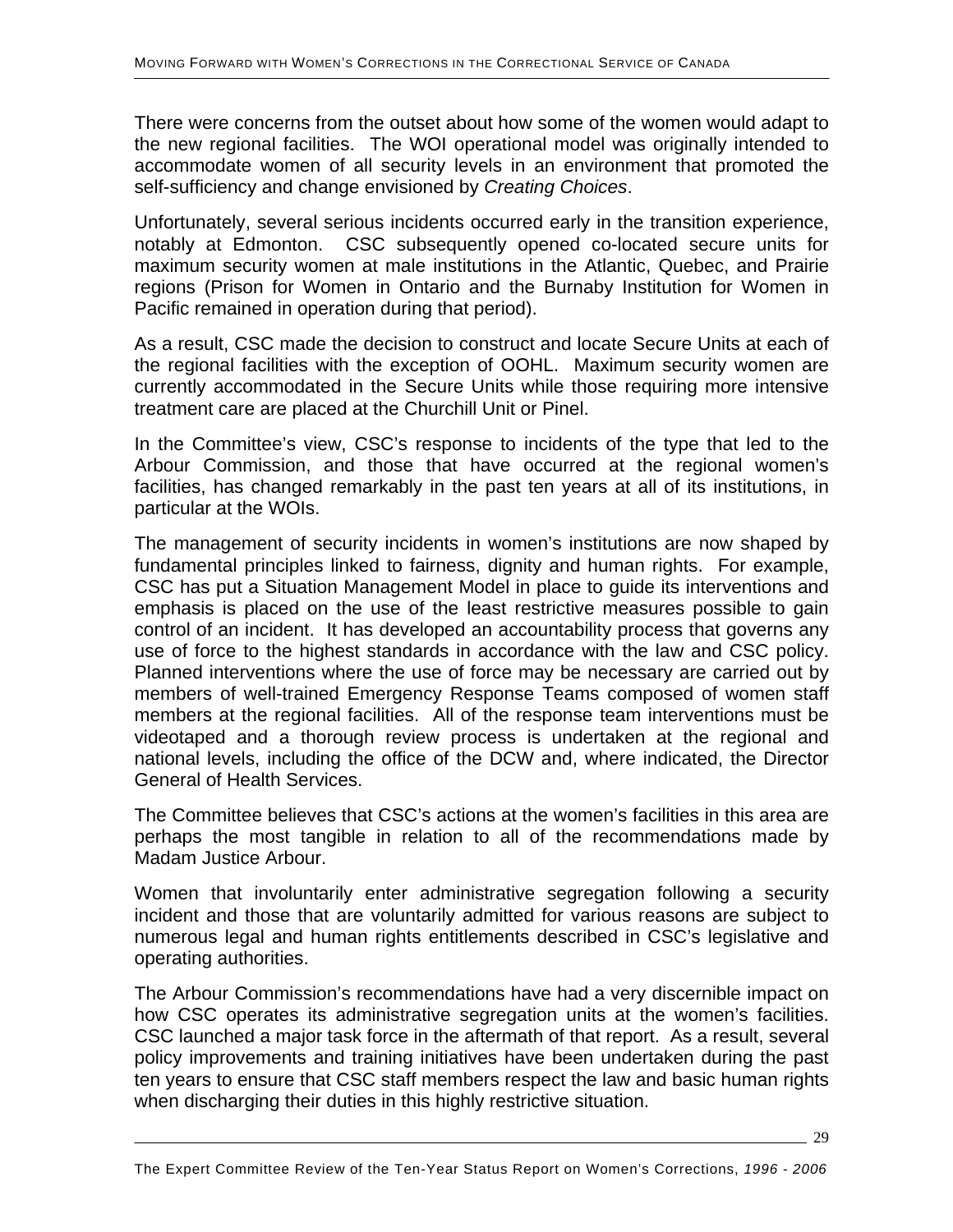There were concerns from the outset about how some of the women would adapt to the new regional facilities. The WOI operational model was originally intended to accommodate women of all security levels in an environment that promoted the self-sufficiency and change envisioned by *Creating Choices*.

Unfortunately, several serious incidents occurred early in the transition experience, notably at Edmonton. CSC subsequently opened co-located secure units for maximum security women at male institutions in the Atlantic, Quebec, and Prairie regions (Prison for Women in Ontario and the Burnaby Institution for Women in Pacific remained in operation during that period).

As a result, CSC made the decision to construct and locate Secure Units at each of the regional facilities with the exception of OOHL. Maximum security women are currently accommodated in the Secure Units while those requiring more intensive treatment care are placed at the Churchill Unit or Pinel.

In the Committee's view, CSC's response to incidents of the type that led to the Arbour Commission, and those that have occurred at the regional women's facilities, has changed remarkably in the past ten years at all of its institutions, in particular at the WOIs.

The management of security incidents in women's institutions are now shaped by fundamental principles linked to fairness, dignity and human rights. For example, CSC has put a Situation Management Model in place to guide its interventions and emphasis is placed on the use of the least restrictive measures possible to gain control of an incident. It has developed an accountability process that governs any use of force to the highest standards in accordance with the law and CSC policy. Planned interventions where the use of force may be necessary are carried out by members of well-trained Emergency Response Teams composed of women staff members at the regional facilities. All of the response team interventions must be videotaped and a thorough review process is undertaken at the regional and national levels, including the office of the DCW and, where indicated, the Director General of Health Services.

The Committee believes that CSC's actions at the women's facilities in this area are perhaps the most tangible in relation to all of the recommendations made by Madam Justice Arbour.

Women that involuntarily enter administrative segregation following a security incident and those that are voluntarily admitted for various reasons are subject to numerous legal and human rights entitlements described in CSC's legislative and operating authorities.

The Arbour Commission's recommendations have had a very discernible impact on how CSC operates its administrative segregation units at the women's facilities. CSC launched a major task force in the aftermath of that report. As a result, several policy improvements and training initiatives have been undertaken during the past ten years to ensure that CSC staff members respect the law and basic human rights when discharging their duties in this highly restrictive situation.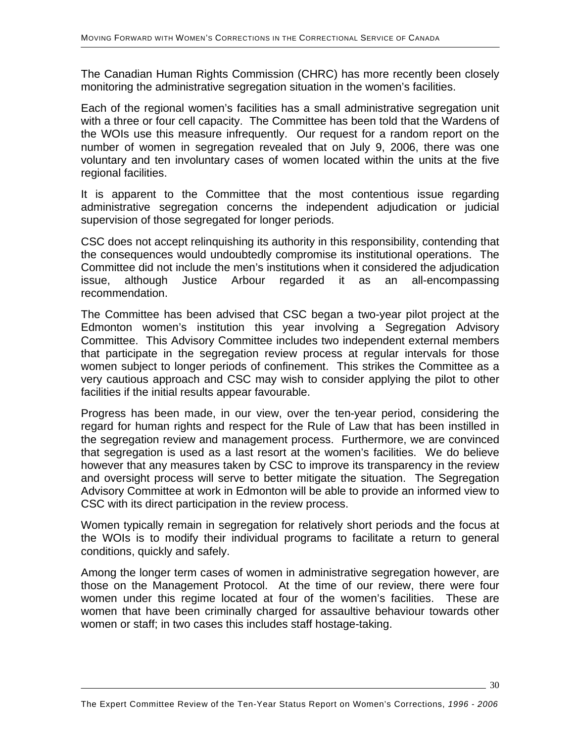The Canadian Human Rights Commission (CHRC) has more recently been closely monitoring the administrative segregation situation in the women's facilities.

Each of the regional women's facilities has a small administrative segregation unit with a three or four cell capacity. The Committee has been told that the Wardens of the WOIs use this measure infrequently. Our request for a random report on the number of women in segregation revealed that on July 9, 2006, there was one voluntary and ten involuntary cases of women located within the units at the five regional facilities.

It is apparent to the Committee that the most contentious issue regarding administrative segregation concerns the independent adjudication or judicial supervision of those segregated for longer periods.

CSC does not accept relinquishing its authority in this responsibility, contending that the consequences would undoubtedly compromise its institutional operations. The Committee did not include the men's institutions when it considered the adjudication issue, although Justice Arbour regarded it as an all-encompassing recommendation.

The Committee has been advised that CSC began a two-year pilot project at the Edmonton women's institution this year involving a Segregation Advisory Committee. This Advisory Committee includes two independent external members that participate in the segregation review process at regular intervals for those women subject to longer periods of confinement. This strikes the Committee as a very cautious approach and CSC may wish to consider applying the pilot to other facilities if the initial results appear favourable.

Progress has been made, in our view, over the ten-year period, considering the regard for human rights and respect for the Rule of Law that has been instilled in the segregation review and management process. Furthermore, we are convinced that segregation is used as a last resort at the women's facilities. We do believe however that any measures taken by CSC to improve its transparency in the review and oversight process will serve to better mitigate the situation. The Segregation Advisory Committee at work in Edmonton will be able to provide an informed view to CSC with its direct participation in the review process.

Women typically remain in segregation for relatively short periods and the focus at the WOIs is to modify their individual programs to facilitate a return to general conditions, quickly and safely.

Among the longer term cases of women in administrative segregation however, are those on the Management Protocol. At the time of our review, there were four women under this regime located at four of the women's facilities. These are women that have been criminally charged for assaultive behaviour towards other women or staff; in two cases this includes staff hostage-taking.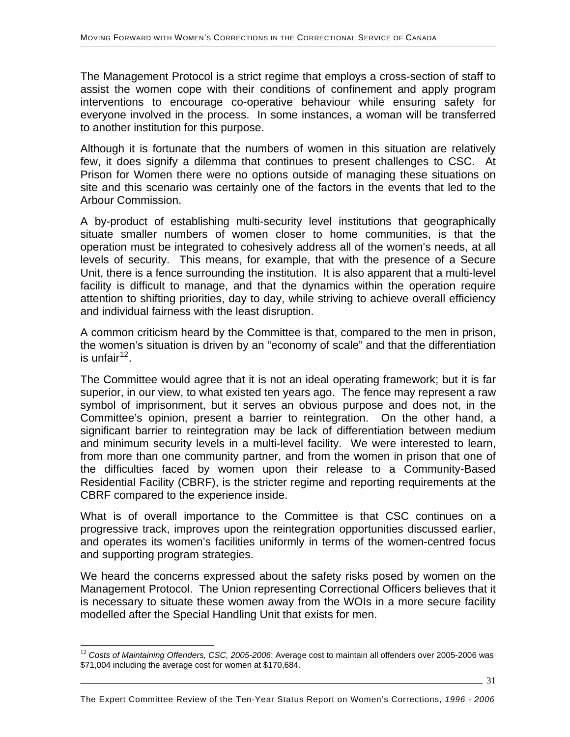The Management Protocol is a strict regime that employs a cross-section of staff to assist the women cope with their conditions of confinement and apply program interventions to encourage co-operative behaviour while ensuring safety for everyone involved in the process. In some instances, a woman will be transferred to another institution for this purpose.

Although it is fortunate that the numbers of women in this situation are relatively few, it does signify a dilemma that continues to present challenges to CSC. At Prison for Women there were no options outside of managing these situations on site and this scenario was certainly one of the factors in the events that led to the Arbour Commission.

A by-product of establishing multi-security level institutions that geographically situate smaller numbers of women closer to home communities, is that the operation must be integrated to cohesively address all of the women's needs, at all levels of security. This means, for example, that with the presence of a Secure Unit, there is a fence surrounding the institution. It is also apparent that a multi-level facility is difficult to manage, and that the dynamics within the operation require attention to shifting priorities, day to day, while striving to achieve overall efficiency and individual fairness with the least disruption.

A common criticism heard by the Committee is that, compared to the men in prison, the women's situation is driven by an "economy of scale" and that the differentiation is unfair[12].

The Committee would agree that it is not an ideal operating framework; but it is far superior, in our view, to what existed ten years ago. The fence may represent a raw symbol of imprisonment, but it serves an obvious purpose and does not, in the Committee's opinion, present a barrier to reintegration. On the other hand, a significant barrier to reintegration may be lack of differentiation between medium and minimum security levels in a multi-level facility. We were interested to learn, from more than one community partner, and from the women in prison that one of the difficulties faced by women upon their release to a Community-Based Residential Facility (CBRF), is the stricter regime and reporting requirements at the CBRF compared to the experience inside.

What is of overall importance to the Committee is that CSC continues on a progressive track, improves upon the reintegration opportunities discussed earlier, and operates its women's facilities uniformly in terms of the women-centred focus and supporting program strategies.

We heard the concerns expressed about the safety risks posed by women on the Management Protocol. The Union representing Correctional Officers believes that it is necessary to situate these women away from the WOIs in a more secure facility modelled after the Special Handling Unit that exists for men.

---

[12] *Costs of Maintaining Offenders, CSC, 2005-2006*: Average cost to maintain all offenders over 2005-2006 was $71,004 including the average cost for women at $170,684.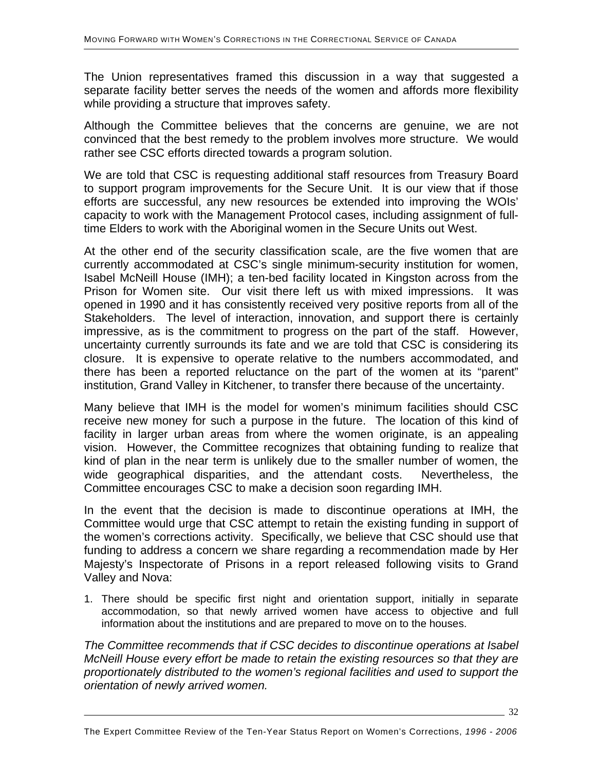The Union representatives framed this discussion in a way that suggested a separate facility better serves the needs of the women and affords more flexibility while providing a structure that improves safety.

Although the Committee believes that the concerns are genuine, we are not convinced that the best remedy to the problem involves more structure. We would rather see CSC efforts directed towards a program solution.

We are told that CSC is requesting additional staff resources from Treasury Board to support program improvements for the Secure Unit. It is our view that if those efforts are successful, any new resources be extended into improving the WOIs' capacity to work with the Management Protocol cases, including assignment of full-time Elders to work with the Aboriginal women in the Secure Units out West.

At the other end of the security classification scale, are the five women that are currently accommodated at CSC's single minimum-security institution for women, Isabel McNeill House (IMH); a ten-bed facility located in Kingston across from the Prison for Women site. Our visit there left us with mixed impressions. It was opened in 1990 and it has consistently received very positive reports from all of the Stakeholders. The level of interaction, innovation, and support there is certainly impressive, as is the commitment to progress on the part of the staff. However, uncertainty currently surrounds its fate and we are told that CSC is considering its closure. It is expensive to operate relative to the numbers accommodated, and there has been a reported reluctance on the part of the women at its "parent" institution, Grand Valley in Kitchener, to transfer there because of the uncertainty.

Many believe that IMH is the model for women's minimum facilities should CSC receive new money for such a purpose in the future. The location of this kind of facility in larger urban areas from where the women originate, is an appealing vision. However, the Committee recognizes that obtaining funding to realize that kind of plan in the near term is unlikely due to the smaller number of women, the wide geographical disparities, and the attendant costs. Nevertheless, the Committee encourages CSC to make a decision soon regarding IMH.

In the event that the decision is made to discontinue operations at IMH, the Committee would urge that CSC attempt to retain the existing funding in support of the women's corrections activity. Specifically, we believe that CSC should use that funding to address a concern we share regarding a recommendation made by Her Majesty's Inspectorate of Prisons in a report released following visits to Grand Valley and Nova:

1. There should be specific first night and orientation support, initially in separate accommodation, so that newly arrived women have access to objective and full information about the institutions and are prepared to move on to the houses.

*The Committee recommends that if CSC decides to discontinue operations at Isabel McNeill House every effort be made to retain the existing resources so that they are proportionately distributed to the women's regional facilities and used to support the orientation of newly arrived women.*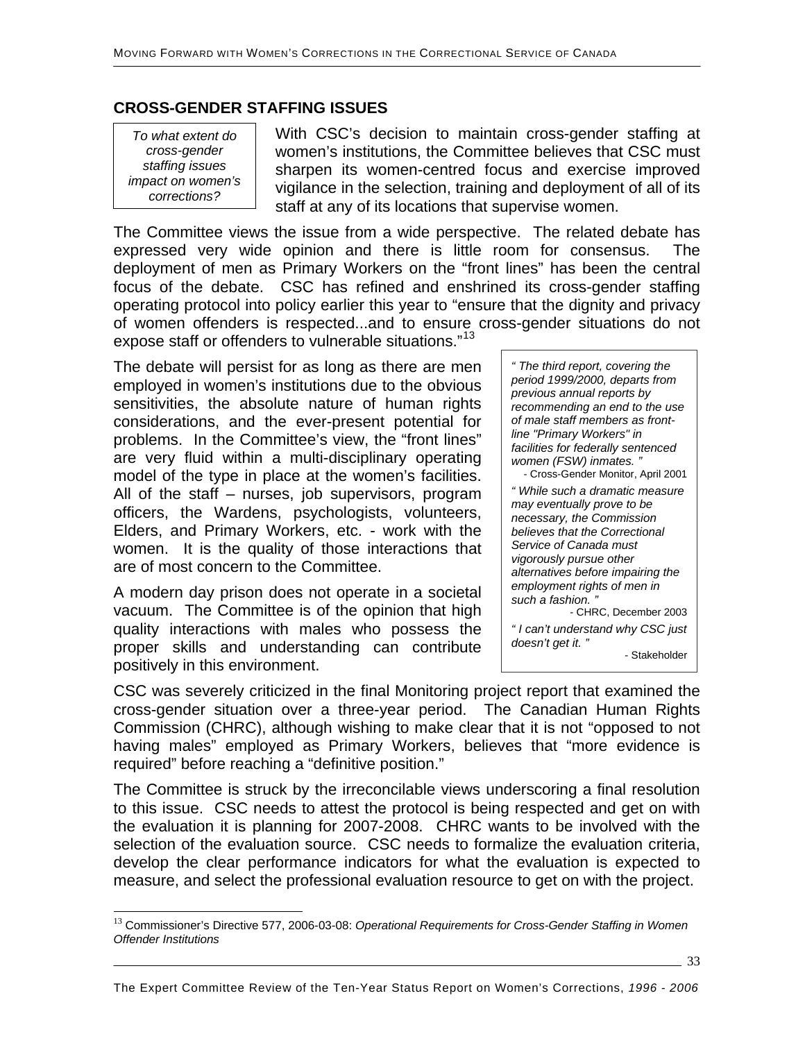## CROSS-GENDER STAFFING ISSUES

*To what extent do cross-gender staffing issues impact on women's corrections?*

With CSC's decision to maintain cross-gender staffing at women's institutions, the Committee believes that CSC must sharpen its women-centred focus and exercise improved vigilance in the selection, training and deployment of all of its staff at any of its locations that supervise women.

The Committee views the issue from a wide perspective. The related debate has expressed very wide opinion and there is little room for consensus. The deployment of men as Primary Workers on the "front lines" has been the central focus of the debate. CSC has refined and enshrined its cross-gender staffing operating protocol into policy earlier this year to "ensure that the dignity and privacy of women offenders is respected...and to ensure cross-gender situations do not expose staff or offenders to vulnerable situations."[13]

The debate will persist for as long as there are men employed in women's institutions due to the obvious sensitivities, the absolute nature of human rights considerations, and the ever-present potential for problems. In the Committee's view, the "front lines" are very fluid within a multi-disciplinary operating model of the type in place at the women's facilities. All of the staff – nurses, job supervisors, program officers, the Wardens, psychologists, volunteers, Elders, and Primary Workers, etc. - work with the women. It is the quality of those interactions that are of most concern to the Committee.

A modern day prison does not operate in a societal vacuum. The Committee is of the opinion that high quality interactions with males who possess the proper skills and understanding can contribute positively in this environment.

> *" The third report, covering the period 1999/2000, departs from previous annual reports by recommending an end to the use of male staff members as front-line "Primary Workers" in facilities for federally sentenced women (FSW) inmates. "*
>
> \- Cross-Gender Monitor, April 2001
>
> *" While such a dramatic measure may eventually prove to be necessary, the Commission believes that the Correctional Service of Canada must vigorously pursue other alternatives before impairing the employment rights of men in such a fashion. "*
>
> \- CHRC, December 2003
>
> *" I can't understand why CSC just doesn't get it. "*
>
> \- Stakeholder

CSC was severely criticized in the final Monitoring project report that examined the cross-gender situation over a three-year period. The Canadian Human Rights Commission (CHRC), although wishing to make clear that it is not "opposed to not having males" employed as Primary Workers, believes that "more evidence is required" before reaching a "definitive position."

The Committee is struck by the irreconcilable views underscoring a final resolution to this issue. CSC needs to attest the protocol is being respected and get on with the evaluation it is planning for 2007-2008. CHRC wants to be involved with the selection of the evaluation source. CSC needs to formalize the evaluation criteria, develop the clear performance indicators for what the evaluation is expected to measure, and select the professional evaluation resource to get on with the project.

---

[13] Commissioner's Directive 577, 2006-03-08: *Operational Requirements for Cross-Gender Staffing in Women Offender Institutions*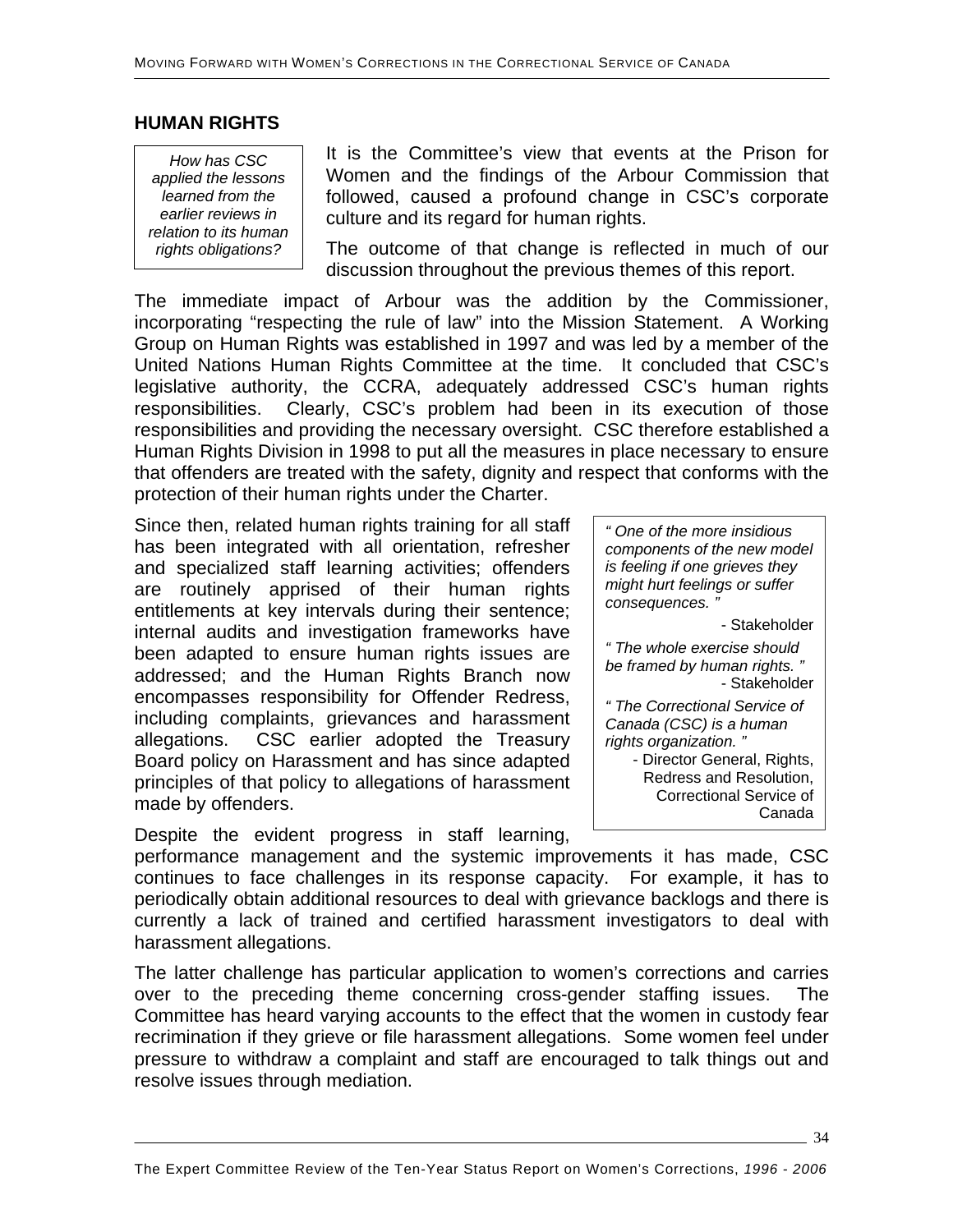## HUMAN RIGHTS

*How has CSC applied the lessons learned from the earlier reviews in relation to its human rights obligations?*

It is the Committee's view that events at the Prison for Women and the findings of the Arbour Commission that followed, caused a profound change in CSC's corporate culture and its regard for human rights.

The outcome of that change is reflected in much of our discussion throughout the previous themes of this report.

The immediate impact of Arbour was the addition by the Commissioner, incorporating "respecting the rule of law" into the Mission Statement. A Working Group on Human Rights was established in 1997 and was led by a member of the United Nations Human Rights Committee at the time. It concluded that CSC's legislative authority, the CCRA, adequately addressed CSC's human rights responsibilities. Clearly, CSC's problem had been in its execution of those responsibilities and providing the necessary oversight. CSC therefore established a Human Rights Division in 1998 to put all the measures in place necessary to ensure that offenders are treated with the safety, dignity and respect that conforms with the protection of their human rights under the Charter.

Since then, related human rights training for all staff has been integrated with all orientation, refresher and specialized staff learning activities; offenders are routinely apprised of their human rights entitlements at key intervals during their sentence; internal audits and investigation frameworks have been adapted to ensure human rights issues are addressed; and the Human Rights Branch now encompasses responsibility for Offender Redress, including complaints, grievances and harassment allegations. CSC earlier adopted the Treasury Board policy on Harassment and has since adapted principles of that policy to allegations of harassment made by offenders.

> *" One of the more insidious components of the new model is feeling if one grieves they might hurt feelings or suffer consequences. "*
>
> \- Stakeholder
>
> *" The whole exercise should be framed by human rights. "*
>
> \- Stakeholder
>
> *" The Correctional Service of Canada (CSC) is a human rights organization. "*
>
> \- Director General, Rights, Redress and Resolution, Correctional Service of Canada

Despite the evident progress in staff learning, performance management and the systemic improvements it has made, CSC continues to face challenges in its response capacity. For example, it has to periodically obtain additional resources to deal with grievance backlogs and there is currently a lack of trained and certified harassment investigators to deal with harassment allegations.

The latter challenge has particular application to women's corrections and carries over to the preceding theme concerning cross-gender staffing issues. The Committee has heard varying accounts to the effect that the women in custody fear recrimination if they grieve or file harassment allegations. Some women feel under pressure to withdraw a complaint and staff are encouraged to talk things out and resolve issues through mediation.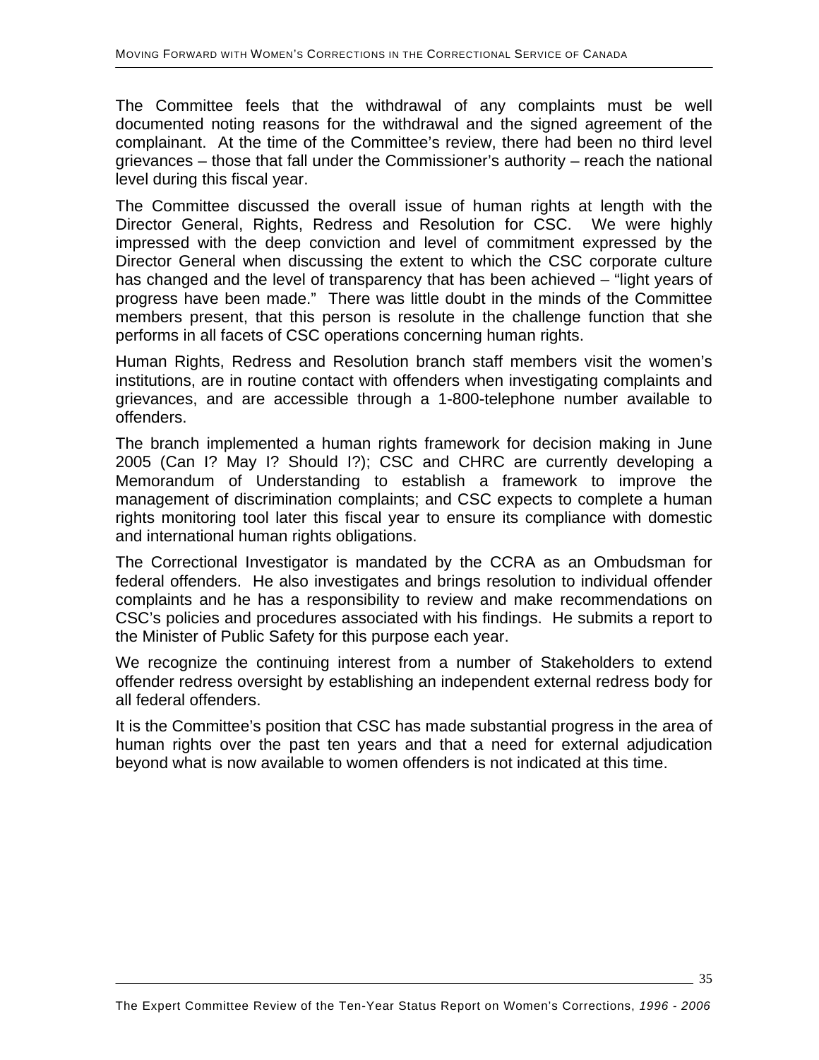The Committee feels that the withdrawal of any complaints must be well documented noting reasons for the withdrawal and the signed agreement of the complainant. At the time of the Committee's review, there had been no third level grievances – those that fall under the Commissioner's authority – reach the national level during this fiscal year.

The Committee discussed the overall issue of human rights at length with the Director General, Rights, Redress and Resolution for CSC. We were highly impressed with the deep conviction and level of commitment expressed by the Director General when discussing the extent to which the CSC corporate culture has changed and the level of transparency that has been achieved – "light years of progress have been made." There was little doubt in the minds of the Committee members present, that this person is resolute in the challenge function that she performs in all facets of CSC operations concerning human rights.

Human Rights, Redress and Resolution branch staff members visit the women's institutions, are in routine contact with offenders when investigating complaints and grievances, and are accessible through a 1-800-telephone number available to offenders.

The branch implemented a human rights framework for decision making in June 2005 (Can I? May I? Should I?); CSC and CHRC are currently developing a Memorandum of Understanding to establish a framework to improve the management of discrimination complaints; and CSC expects to complete a human rights monitoring tool later this fiscal year to ensure its compliance with domestic and international human rights obligations.

The Correctional Investigator is mandated by the CCRA as an Ombudsman for federal offenders. He also investigates and brings resolution to individual offender complaints and he has a responsibility to review and make recommendations on CSC's policies and procedures associated with his findings. He submits a report to the Minister of Public Safety for this purpose each year.

We recognize the continuing interest from a number of Stakeholders to extend offender redress oversight by establishing an independent external redress body for all federal offenders.

It is the Committee's position that CSC has made substantial progress in the area of human rights over the past ten years and that a need for external adjudication beyond what is now available to women offenders is not indicated at this time.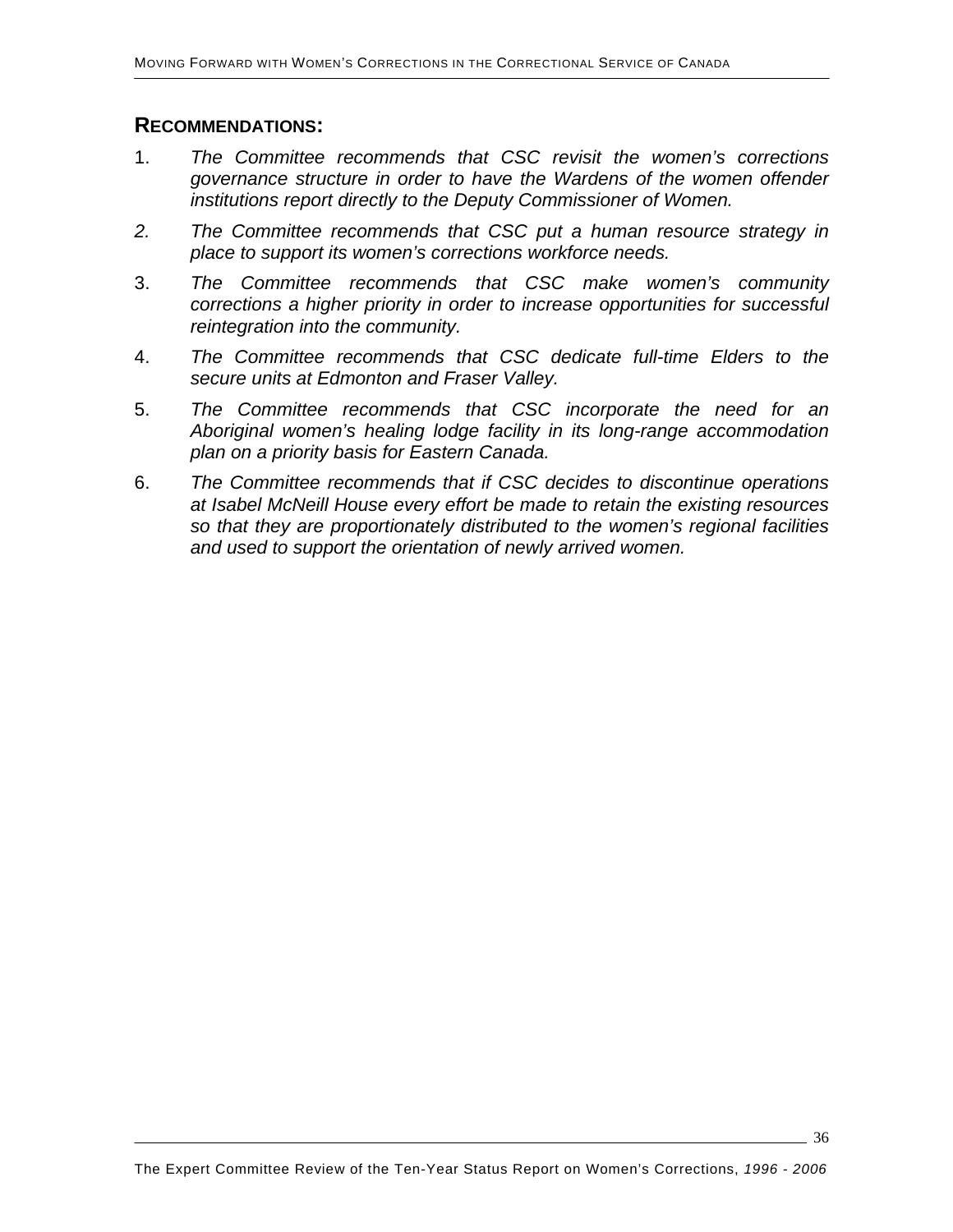## RECOMMENDATIONS:

1. *The Committee recommends that CSC revisit the women's corrections governance structure in order to have the Wardens of the women offender institutions report directly to the Deputy Commissioner of Women.*
2. *The Committee recommends that CSC put a human resource strategy in place to support its women's corrections workforce needs.*
3. *The Committee recommends that CSC make women's community corrections a higher priority in order to increase opportunities for successful reintegration into the community.*
4. *The Committee recommends that CSC dedicate full-time Elders to the secure units at Edmonton and Fraser Valley.*
5. *The Committee recommends that CSC incorporate the need for an Aboriginal women's healing lodge facility in its long-range accommodation plan on a priority basis for Eastern Canada.*
6. *The Committee recommends that if CSC decides to discontinue operations at Isabel McNeill House every effort be made to retain the existing resources so that they are proportionately distributed to the women's regional facilities and used to support the orientation of newly arrived women.*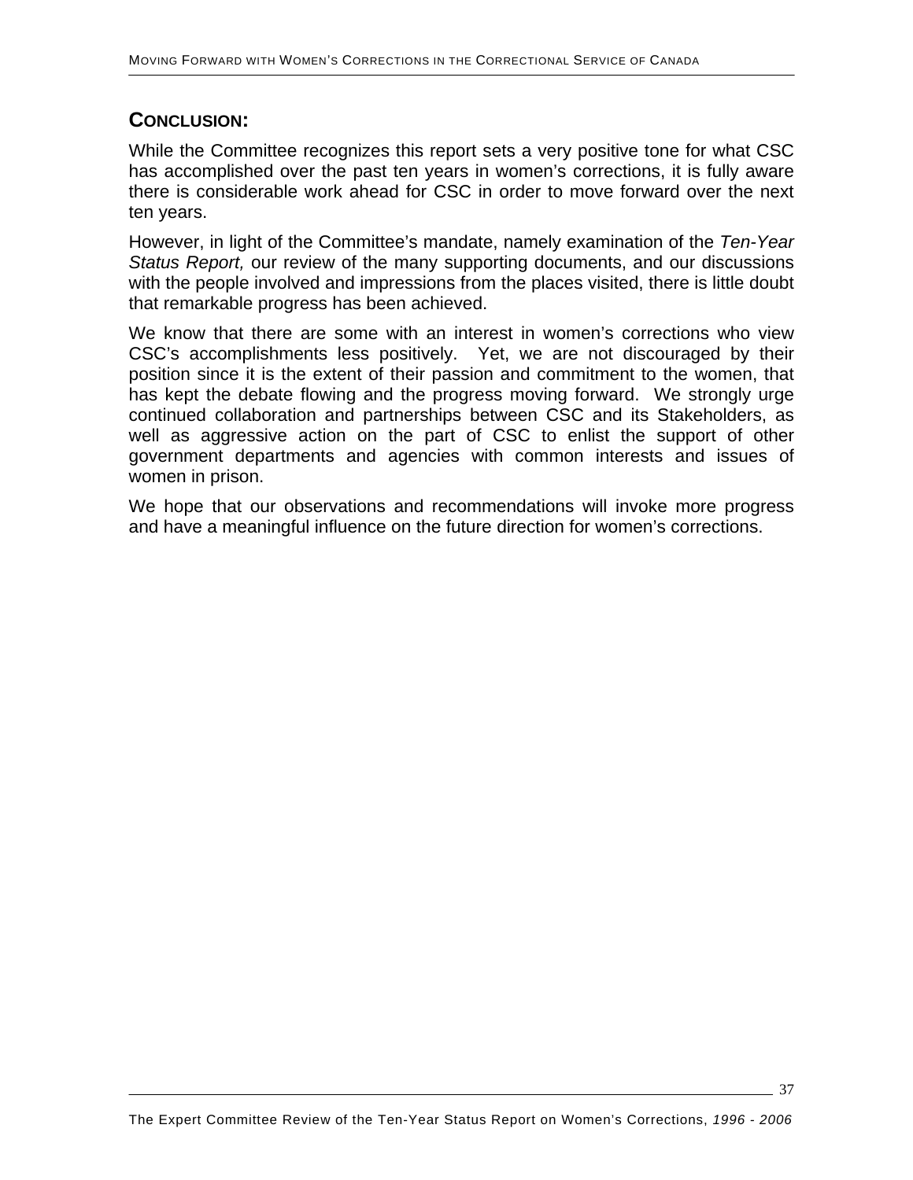## CONCLUSION:

While the Committee recognizes this report sets a very positive tone for what CSC has accomplished over the past ten years in women's corrections, it is fully aware there is considerable work ahead for CSC in order to move forward over the next ten years.

However, in light of the Committee's mandate, namely examination of the *Ten-Year Status Report,* our review of the many supporting documents, and our discussions with the people involved and impressions from the places visited, there is little doubt that remarkable progress has been achieved.

We know that there are some with an interest in women's corrections who view CSC's accomplishments less positively. Yet, we are not discouraged by their position since it is the extent of their passion and commitment to the women, that has kept the debate flowing and the progress moving forward. We strongly urge continued collaboration and partnerships between CSC and its Stakeholders, as well as aggressive action on the part of CSC to enlist the support of other government departments and agencies with common interests and issues of women in prison.

We hope that our observations and recommendations will invoke more progress and have a meaningful influence on the future direction for women's corrections.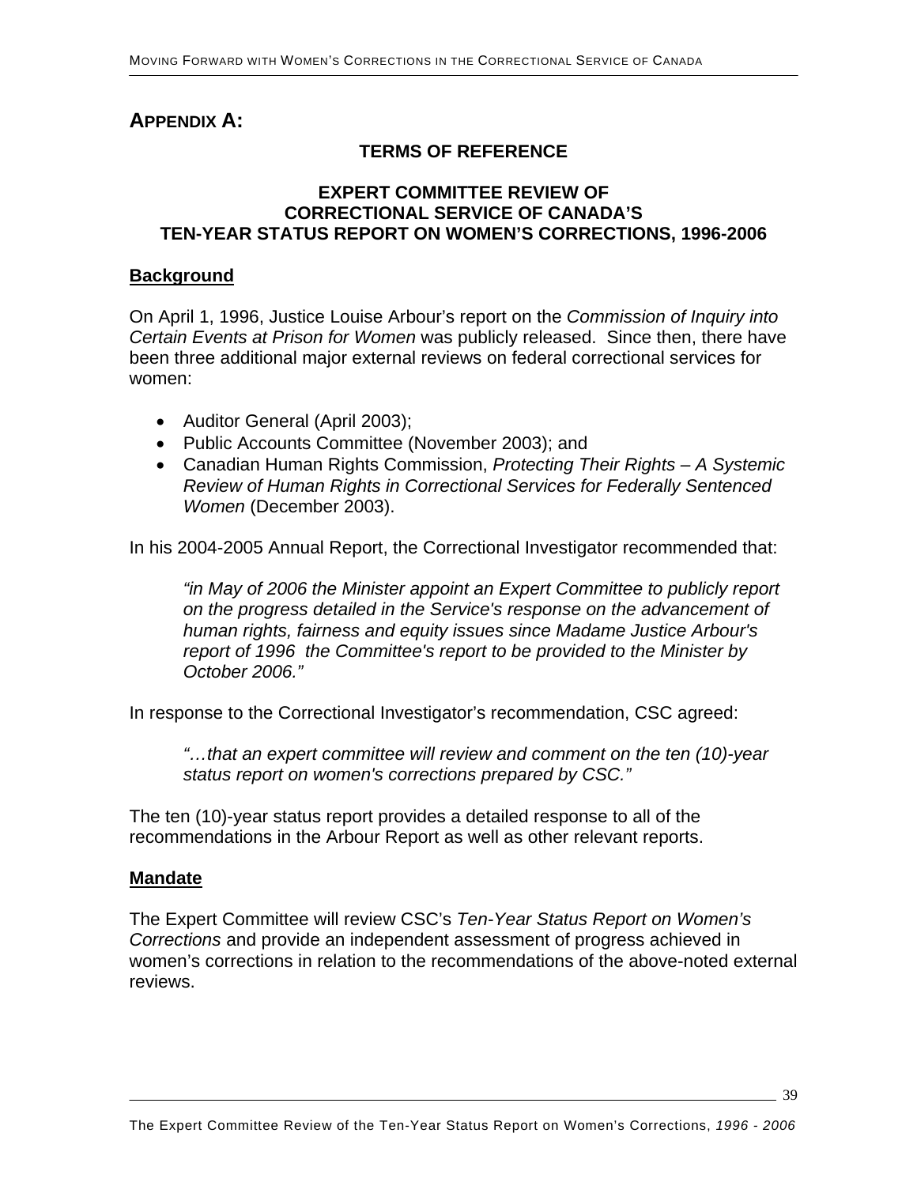## APPENDIX A:

### TERMS OF REFERENCE

### EXPERT COMMITTEE REVIEW OF CORRECTIONAL SERVICE OF CANADA'S TEN-YEAR STATUS REPORT ON WOMEN'S CORRECTIONS, 1996-2006

**Background**

On April 1, 1996, Justice Louise Arbour's report on the *Commission of Inquiry into Certain Events at Prison for Women* was publicly released. Since then, there have been three additional major external reviews on federal correctional services for women:

- Auditor General (April 2003);
- Public Accounts Committee (November 2003); and
- Canadian Human Rights Commission, *Protecting Their Rights – A Systemic Review of Human Rights in Correctional Services for Federally Sentenced Women* (December 2003).

In his 2004-2005 Annual Report, the Correctional Investigator recommended that:

> *"in May of 2006 the Minister appoint an Expert Committee to publicly report on the progress detailed in the Service's response on the advancement of human rights, fairness and equity issues since Madame Justice Arbour's report of 1996 the Committee's report to be provided to the Minister by October 2006."*

In response to the Correctional Investigator's recommendation, CSC agreed:

> *"…that an expert committee will review and comment on the ten (10)-year status report on women's corrections prepared by CSC."*

The ten (10)-year status report provides a detailed response to all of the recommendations in the Arbour Report as well as other relevant reports.

**Mandate**

The Expert Committee will review CSC's *Ten-Year Status Report on Women's Corrections* and provide an independent assessment of progress achieved in women's corrections in relation to the recommendations of the above-noted external reviews.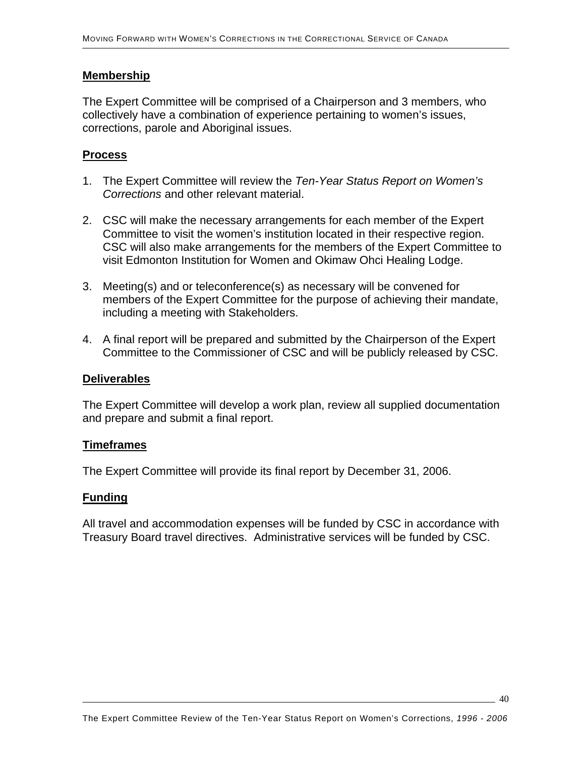**Membership**

The Expert Committee will be comprised of a Chairperson and 3 members, who collectively have a combination of experience pertaining to women's issues, corrections, parole and Aboriginal issues.

**Process**

1. The Expert Committee will review the *Ten-Year Status Report on Women's Corrections* and other relevant material.

2. CSC will make the necessary arrangements for each member of the Expert Committee to visit the women's institution located in their respective region. CSC will also make arrangements for the members of the Expert Committee to visit Edmonton Institution for Women and Okimaw Ohci Healing Lodge.

3. Meeting(s) and or teleconference(s) as necessary will be convened for members of the Expert Committee for the purpose of achieving their mandate, including a meeting with Stakeholders.

4. A final report will be prepared and submitted by the Chairperson of the Expert Committee to the Commissioner of CSC and will be publicly released by CSC.

**Deliverables**

The Expert Committee will develop a work plan, review all supplied documentation and prepare and submit a final report.

**Timeframes**

The Expert Committee will provide its final report by December 31, 2006.

**Funding**

All travel and accommodation expenses will be funded by CSC in accordance with Treasury Board travel directives. Administrative services will be funded by CSC.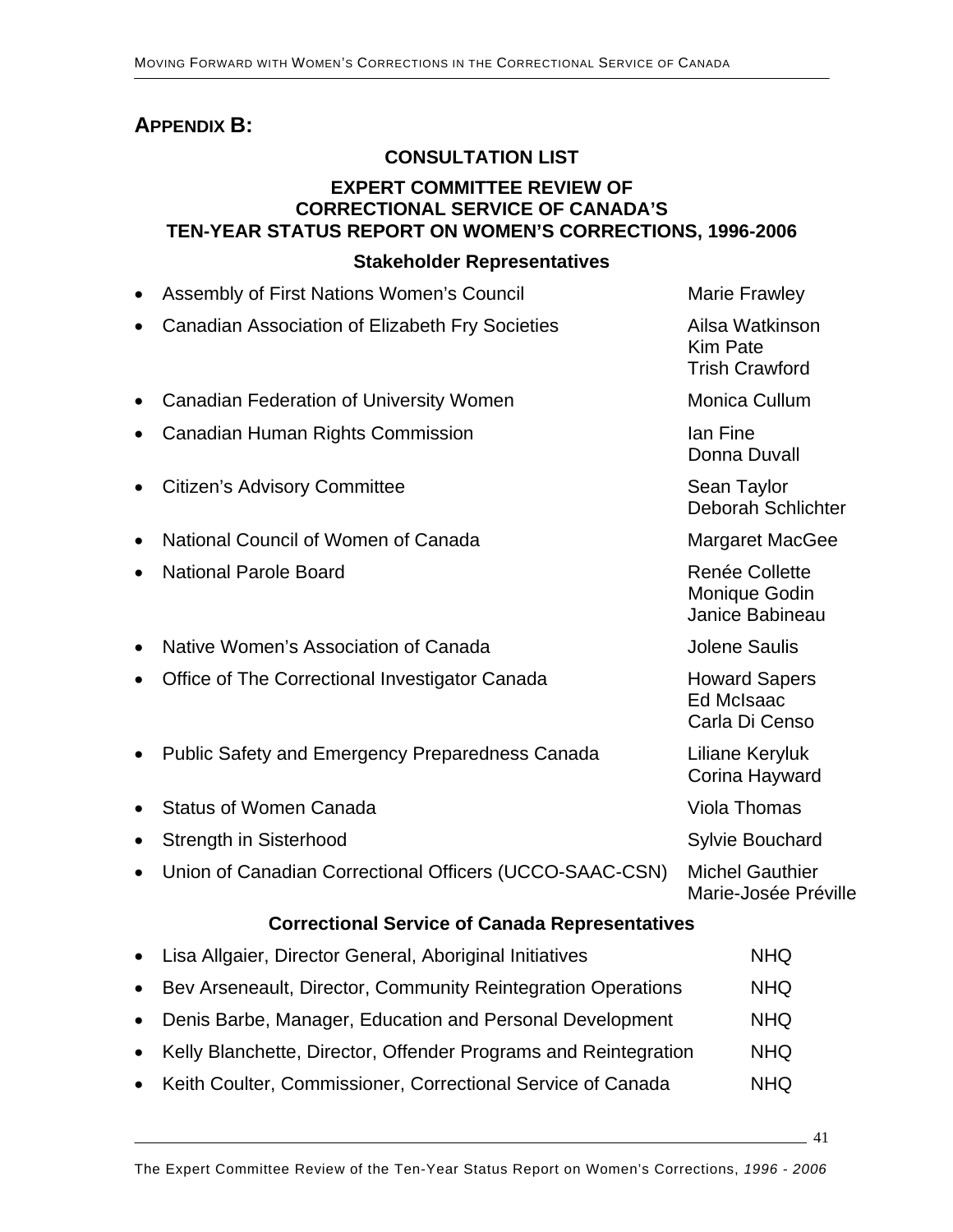## APPENDIX B:

### CONSULTATION LIST

### EXPERT COMMITTEE REVIEW OF CORRECTIONAL SERVICE OF CANADA'S TEN-YEAR STATUS REPORT ON WOMEN'S CORRECTIONS, 1996-2006

#### Stakeholder Representatives

| Organization | Representatives |
|---|---|
| Assembly of First Nations Women's Council | Marie Frawley |
| Canadian Association of Elizabeth Fry Societies | Ailsa Watkinson<br>Kim Pate<br>Trish Crawford |
| Canadian Federation of University Women | Monica Cullum |
| Canadian Human Rights Commission | Ian Fine<br>Donna Duvall |
| Citizen's Advisory Committee | Sean Taylor<br>Deborah Schlichter |
| National Council of Women of Canada | Margaret MacGee |
| National Parole Board | Renée Collette<br>Monique Godin<br>Janice Babineau |
| Native Women's Association of Canada | Jolene Saulis |
| Office of The Correctional Investigator Canada | Howard Sapers<br>Ed McIsaac<br>Carla Di Censo |
| Public Safety and Emergency Preparedness Canada | Liliane Keryluk<br>Corina Hayward |
| Status of Women Canada | Viola Thomas |
| Strength in Sisterhood | Sylvie Bouchard |
| Union of Canadian Correctional Officers (UCCO-SAAC-CSN) | Michel Gauthier<br>Marie-Josée Préville |

#### Correctional Service of Canada Representatives

| Representative | Location |
|---|---|
| Lisa Allgaier, Director General, Aboriginal Initiatives | NHQ |
| Bev Arseneault, Director, Community Reintegration Operations | NHQ |
| Denis Barbe, Manager, Education and Personal Development | NHQ |
| Kelly Blanchette, Director, Offender Programs and Reintegration | NHQ |
| Keith Coulter, Commissioner, Correctional Service of Canada | NHQ |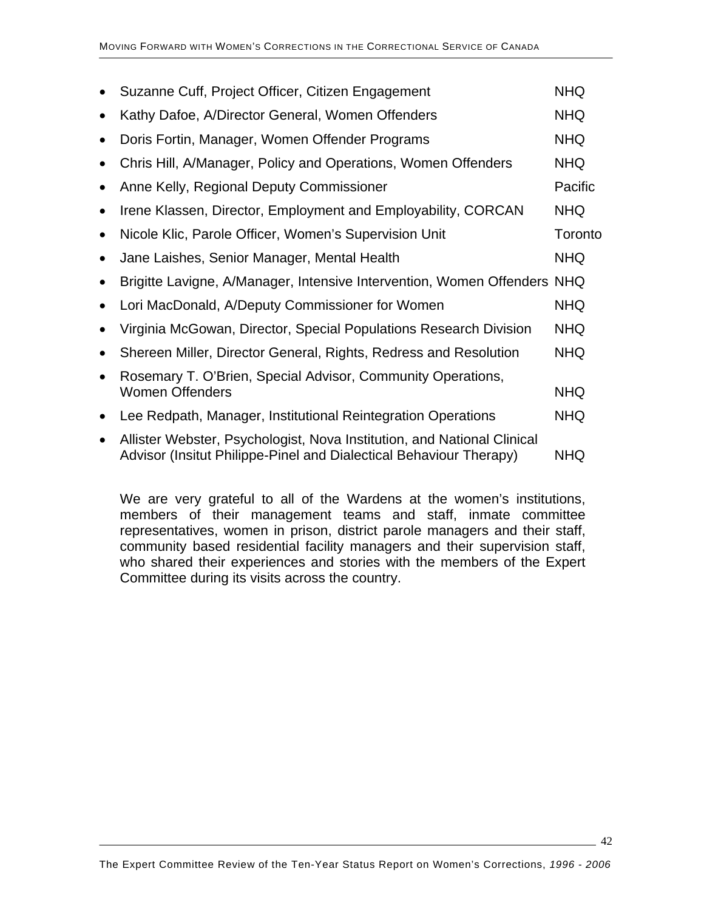- Suzanne Cuff, Project Officer, Citizen Engagement NHQ
- Kathy Dafoe, A/Director General, Women Offenders NHQ
- Doris Fortin, Manager, Women Offender Programs NHQ
- Chris Hill, A/Manager, Policy and Operations, Women Offenders NHQ
- Anne Kelly, Regional Deputy Commissioner Pacific
- Irene Klassen, Director, Employment and Employability, CORCAN NHQ
- Nicole Klic, Parole Officer, Women's Supervision Unit Toronto
- Jane Laishes, Senior Manager, Mental Health NHQ
- Brigitte Lavigne, A/Manager, Intensive Intervention, Women Offenders NHQ
- Lori MacDonald, A/Deputy Commissioner for Women NHQ
- Virginia McGowan, Director, Special Populations Research Division NHQ
- Shereen Miller, Director General, Rights, Redress and Resolution NHQ
- Rosemary T. O'Brien, Special Advisor, Community Operations, Women Offenders NHQ
- Lee Redpath, Manager, Institutional Reintegration Operations NHQ
- Allister Webster, Psychologist, Nova Institution, and National Clinical Advisor (Insitut Philippe-Pinel and Dialectical Behaviour Therapy) NHQ

We are very grateful to all of the Wardens at the women's institutions, members of their management teams and staff, inmate committee representatives, women in prison, district parole managers and their staff, community based residential facility managers and their supervision staff, who shared their experiences and stories with the members of the Expert Committee during its visits across the country.